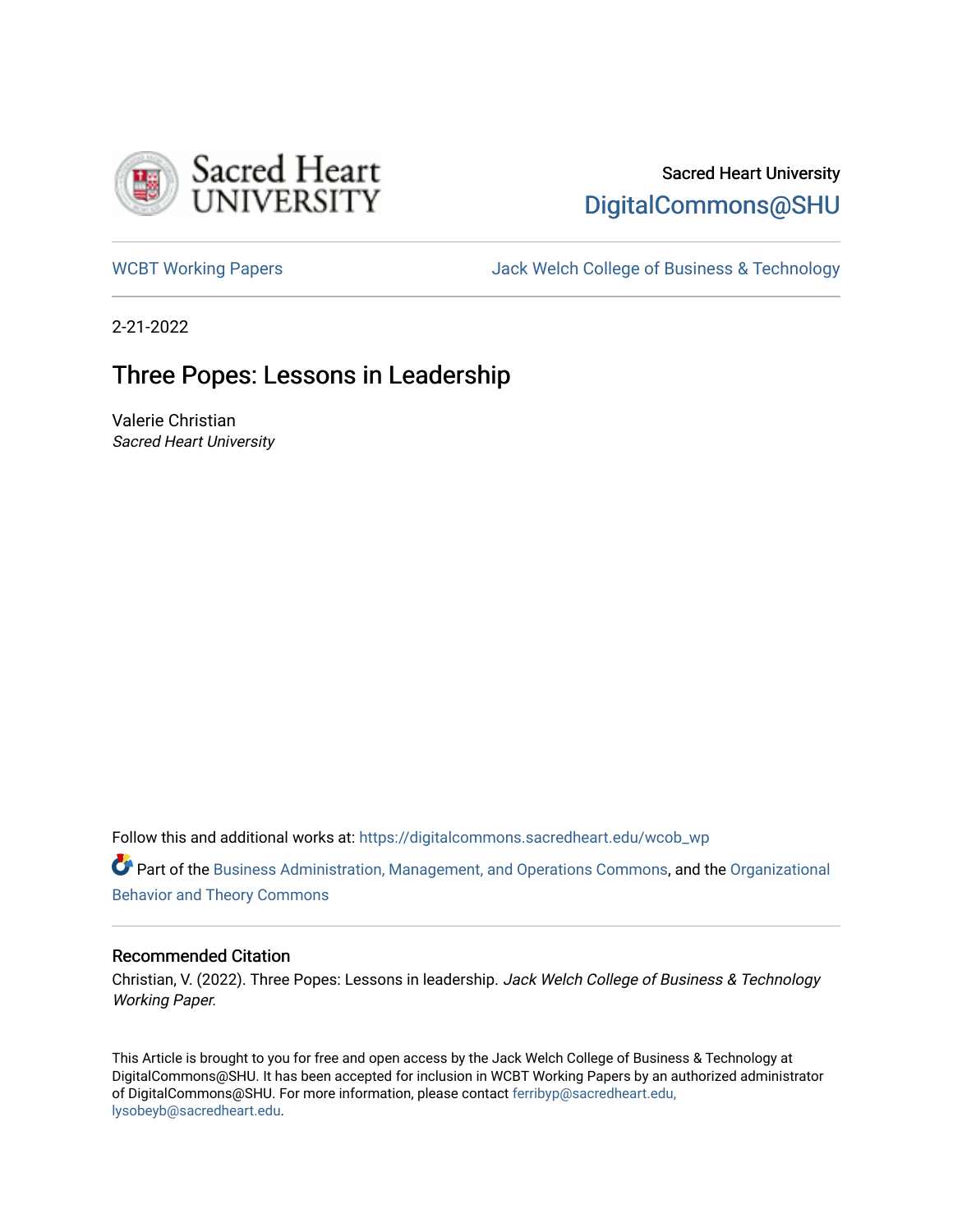Sacred Heart University

DigitalCommons@SHU

WCBT Working Papers

Jack Welch College of Business & Technology

2-21-2022

# Three Popes: Lessons in Leadership

Valerie Christian

*Sacred Heart University*

Follow this and additional works at: https://digitalcommons.sacredheart.edu/wcob_wp

Part of the Business Administration, Management, and Operations Commons, and the Organizational Behavior and Theory Commons

## Recommended Citation

Christian, V. (2022). Three Popes: Lessons in leadership. *Jack Welch College of Business & Technology Working Paper.*

This Article is brought to you for free and open access by the Jack Welch College of Business & Technology at DigitalCommons@SHU. It has been accepted for inclusion in WCBT Working Papers by an authorized administrator of DigitalCommons@SHU. For more information, please contact ferribyp@sacredheart.edu, lysobeyb@sacredheart.edu.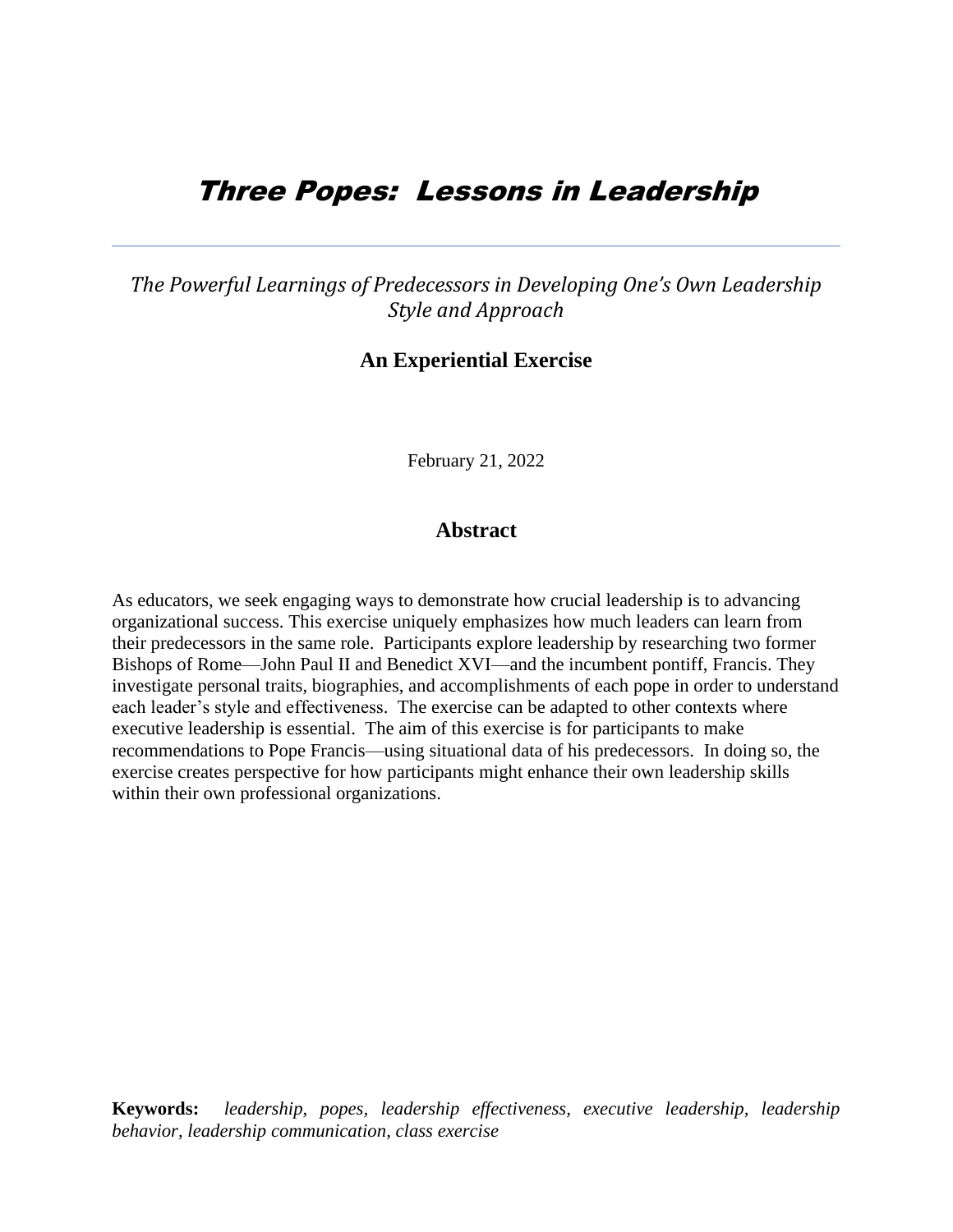# *Three Popes: Lessons in Leadership*

---

*The Powerful Learnings of Predecessors in Developing One's Own Leadership Style and Approach*

**An Experiential Exercise**

February 21, 2022

## Abstract

As educators, we seek engaging ways to demonstrate how crucial leadership is to advancing organizational success. This exercise uniquely emphasizes how much leaders can learn from their predecessors in the same role. Participants explore leadership by researching two former Bishops of Rome—John Paul II and Benedict XVI—and the incumbent pontiff, Francis. They investigate personal traits, biographies, and accomplishments of each pope in order to understand each leader's style and effectiveness. The exercise can be adapted to other contexts where executive leadership is essential. The aim of this exercise is for participants to make recommendations to Pope Francis—using situational data of his predecessors. In doing so, the exercise creates perspective for how participants might enhance their own leadership skills within their own professional organizations.

**Keywords:** *leadership, popes, leadership effectiveness, executive leadership, leadership behavior, leadership communication, class exercise*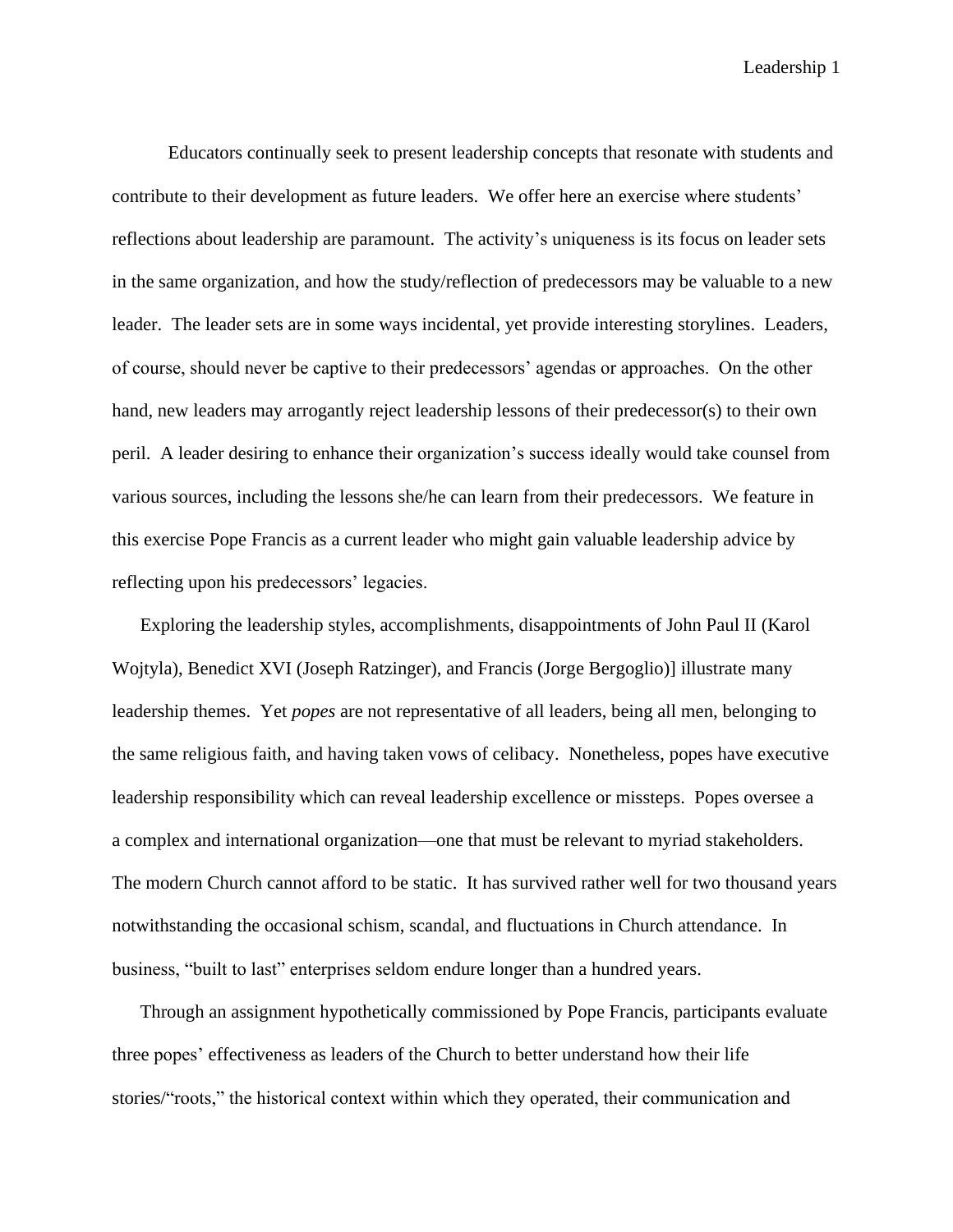Educators continually seek to present leadership concepts that resonate with students and contribute to their development as future leaders. We offer here an exercise where students' reflections about leadership are paramount. The activity's uniqueness is its focus on leader sets in the same organization, and how the study/reflection of predecessors may be valuable to a new leader. The leader sets are in some ways incidental, yet provide interesting storylines. Leaders, of course, should never be captive to their predecessors' agendas or approaches. On the other hand, new leaders may arrogantly reject leadership lessons of their predecessor(s) to their own peril. A leader desiring to enhance their organization's success ideally would take counsel from various sources, including the lessons she/he can learn from their predecessors. We feature in this exercise Pope Francis as a current leader who might gain valuable leadership advice by reflecting upon his predecessors' legacies.

Exploring the leadership styles, accomplishments, disappointments of John Paul II (Karol Wojtyla), Benedict XVI (Joseph Ratzinger), and Francis (Jorge Bergoglio)] illustrate many leadership themes. Yet *popes* are not representative of all leaders, being all men, belonging to the same religious faith, and having taken vows of celibacy. Nonetheless, popes have executive leadership responsibility which can reveal leadership excellence or missteps. Popes oversee a a complex and international organization—one that must be relevant to myriad stakeholders. The modern Church cannot afford to be static. It has survived rather well for two thousand years notwithstanding the occasional schism, scandal, and fluctuations in Church attendance. In business, "built to last" enterprises seldom endure longer than a hundred years.

Through an assignment hypothetically commissioned by Pope Francis, participants evaluate three popes' effectiveness as leaders of the Church to better understand how their life stories/"roots," the historical context within which they operated, their communication and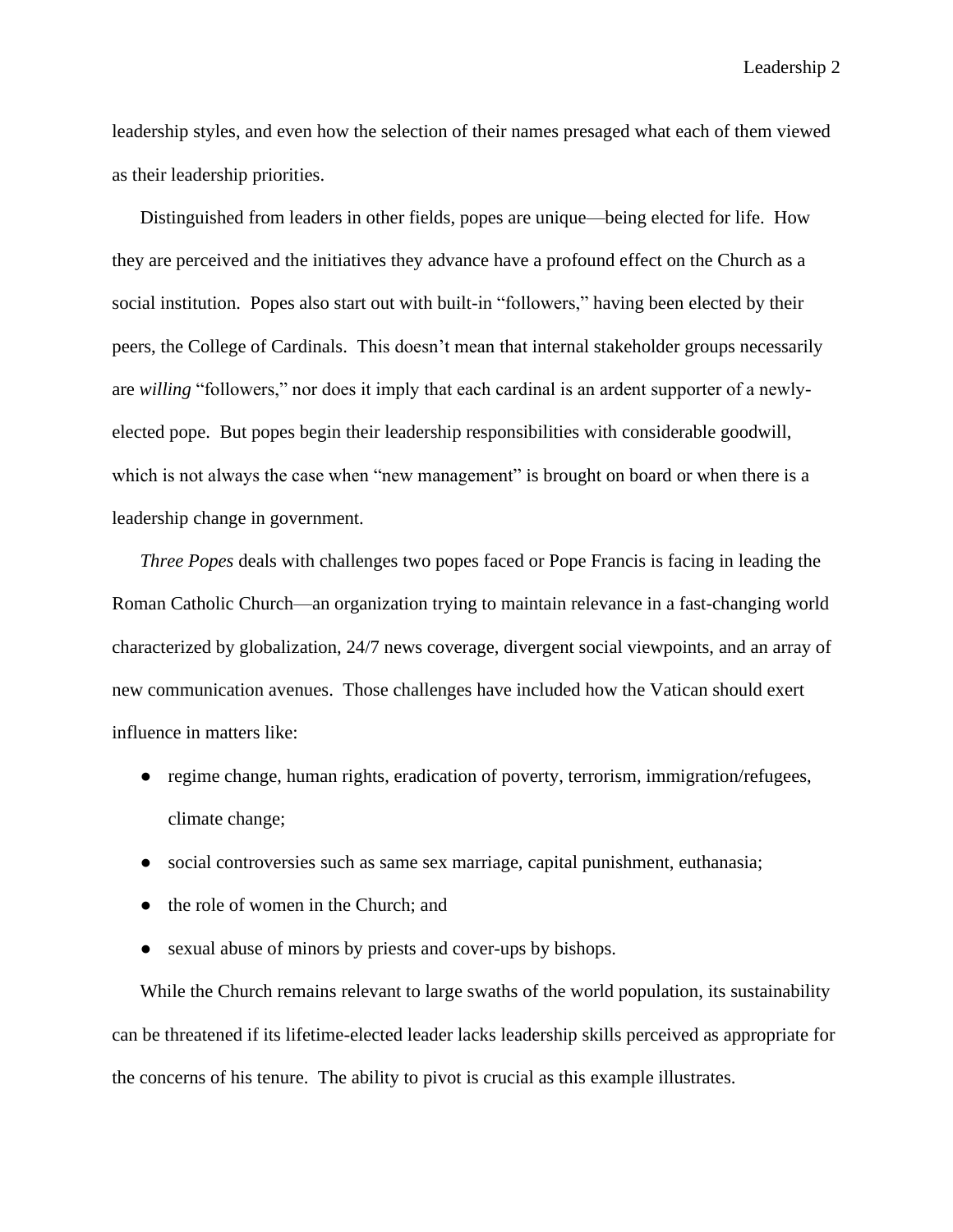leadership styles, and even how the selection of their names presaged what each of them viewed as their leadership priorities.

Distinguished from leaders in other fields, popes are unique—being elected for life. How they are perceived and the initiatives they advance have a profound effect on the Church as a social institution. Popes also start out with built-in "followers," having been elected by their peers, the College of Cardinals. This doesn't mean that internal stakeholder groups necessarily are *willing* "followers," nor does it imply that each cardinal is an ardent supporter of a newly-elected pope. But popes begin their leadership responsibilities with considerable goodwill, which is not always the case when "new management" is brought on board or when there is a leadership change in government.

*Three Popes* deals with challenges two popes faced or Pope Francis is facing in leading the Roman Catholic Church—an organization trying to maintain relevance in a fast-changing world characterized by globalization, 24/7 news coverage, divergent social viewpoints, and an array of new communication avenues. Those challenges have included how the Vatican should exert influence in matters like:

- regime change, human rights, eradication of poverty, terrorism, immigration/refugees, climate change;
- social controversies such as same sex marriage, capital punishment, euthanasia;
- the role of women in the Church; and
- sexual abuse of minors by priests and cover-ups by bishops.

While the Church remains relevant to large swaths of the world population, its sustainability can be threatened if its lifetime-elected leader lacks leadership skills perceived as appropriate for the concerns of his tenure. The ability to pivot is crucial as this example illustrates.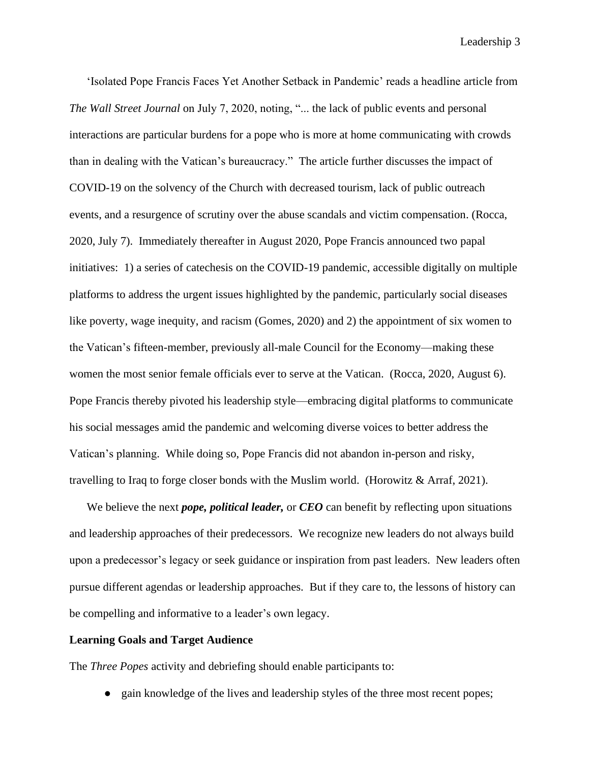'Isolated Pope Francis Faces Yet Another Setback in Pandemic' reads a headline article from *The Wall Street Journal* on July 7, 2020, noting, "... the lack of public events and personal interactions are particular burdens for a pope who is more at home communicating with crowds than in dealing with the Vatican's bureaucracy." The article further discusses the impact of COVID-19 on the solvency of the Church with decreased tourism, lack of public outreach events, and a resurgence of scrutiny over the abuse scandals and victim compensation. (Rocca, 2020, July 7). Immediately thereafter in August 2020, Pope Francis announced two papal initiatives: 1) a series of catechesis on the COVID-19 pandemic, accessible digitally on multiple platforms to address the urgent issues highlighted by the pandemic, particularly social diseases like poverty, wage inequity, and racism (Gomes, 2020) and 2) the appointment of six women to the Vatican's fifteen-member, previously all-male Council for the Economy—making these women the most senior female officials ever to serve at the Vatican. (Rocca, 2020, August 6). Pope Francis thereby pivoted his leadership style—embracing digital platforms to communicate his social messages amid the pandemic and welcoming diverse voices to better address the Vatican's planning. While doing so, Pope Francis did not abandon in-person and risky, travelling to Iraq to forge closer bonds with the Muslim world. (Horowitz & Arraf, 2021).

We believe the next ***pope, political leader,*** or ***CEO*** can benefit by reflecting upon situations and leadership approaches of their predecessors. We recognize new leaders do not always build upon a predecessor's legacy or seek guidance or inspiration from past leaders. New leaders often pursue different agendas or leadership approaches. But if they care to, the lessons of history can be compelling and informative to a leader's own legacy.

**Learning Goals and Target Audience**

The *Three Popes* activity and debriefing should enable participants to:

- gain knowledge of the lives and leadership styles of the three most recent popes;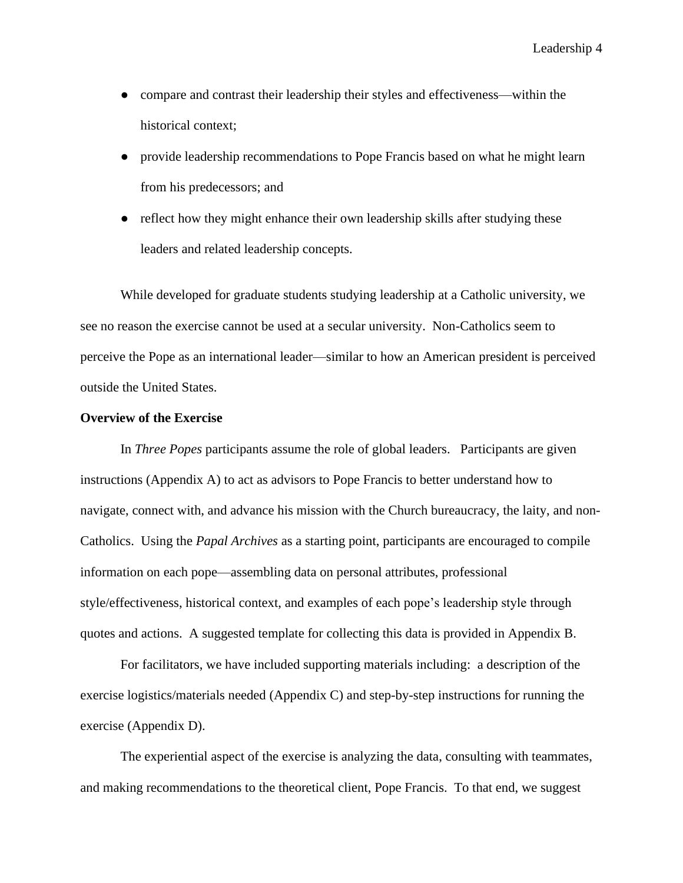- compare and contrast their leadership their styles and effectiveness—within the historical context;
- provide leadership recommendations to Pope Francis based on what he might learn from his predecessors; and
- reflect how they might enhance their own leadership skills after studying these leaders and related leadership concepts.

While developed for graduate students studying leadership at a Catholic university, we see no reason the exercise cannot be used at a secular university. Non-Catholics seem to perceive the Pope as an international leader—similar to how an American president is perceived outside the United States.

**Overview of the Exercise**

In *Three Popes* participants assume the role of global leaders. Participants are given instructions (Appendix A) to act as advisors to Pope Francis to better understand how to navigate, connect with, and advance his mission with the Church bureaucracy, the laity, and non-Catholics. Using the *Papal Archives* as a starting point, participants are encouraged to compile information on each pope—assembling data on personal attributes, professional style/effectiveness, historical context, and examples of each pope's leadership style through quotes and actions. A suggested template for collecting this data is provided in Appendix B.

For facilitators, we have included supporting materials including: a description of the exercise logistics/materials needed (Appendix C) and step-by-step instructions for running the exercise (Appendix D).

The experiential aspect of the exercise is analyzing the data, consulting with teammates, and making recommendations to the theoretical client, Pope Francis. To that end, we suggest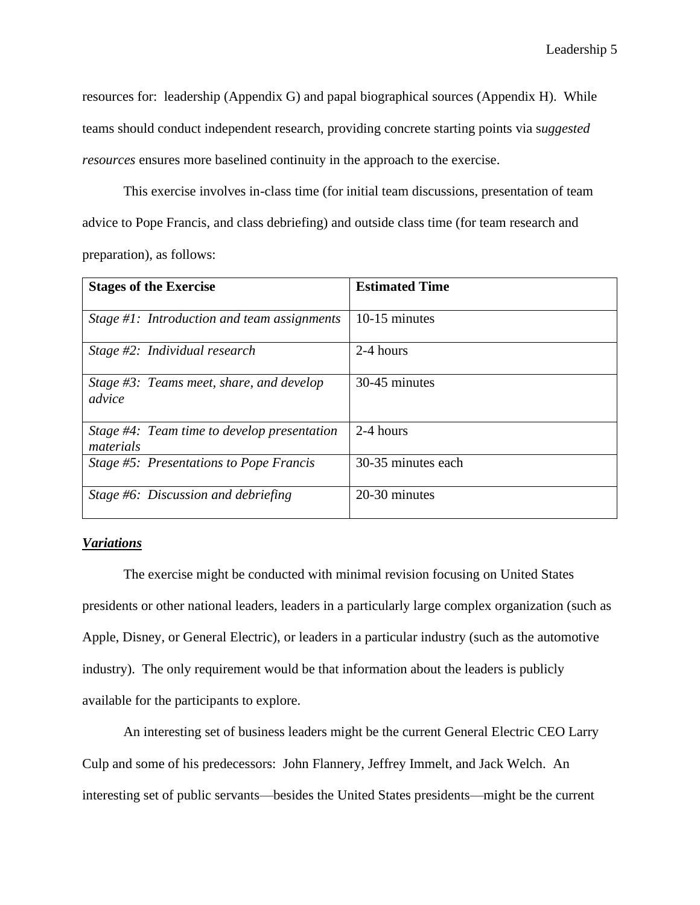resources for: leadership (Appendix G) and papal biographical sources (Appendix H). While teams should conduct independent research, providing concrete starting points via s*uggested resources* ensures more baselined continuity in the approach to the exercise.

This exercise involves in-class time (for initial team discussions, presentation of team advice to Pope Francis, and class debriefing) and outside class time (for team research and preparation), as follows:

| **Stages of the Exercise** | **Estimated Time** |
|---|---|
| *Stage #1: Introduction and team assignments* | 10-15 minutes |
| *Stage #2: Individual research* | 2-4 hours |
| *Stage #3: Teams meet, share, and develop advice* | 30-45 minutes |
| *Stage #4: Team time to develop presentation materials* | 2-4 hours |
| *Stage #5: Presentations to Pope Francis* | 30-35 minutes each |
| *Stage #6: Discussion and debriefing* | 20-30 minutes |

***Variations***

The exercise might be conducted with minimal revision focusing on United States presidents or other national leaders, leaders in a particularly large complex organization (such as Apple, Disney, or General Electric), or leaders in a particular industry (such as the automotive industry). The only requirement would be that information about the leaders is publicly available for the participants to explore.

An interesting set of business leaders might be the current General Electric CEO Larry Culp and some of his predecessors: John Flannery, Jeffrey Immelt, and Jack Welch. An interesting set of public servants—besides the United States presidents—might be the current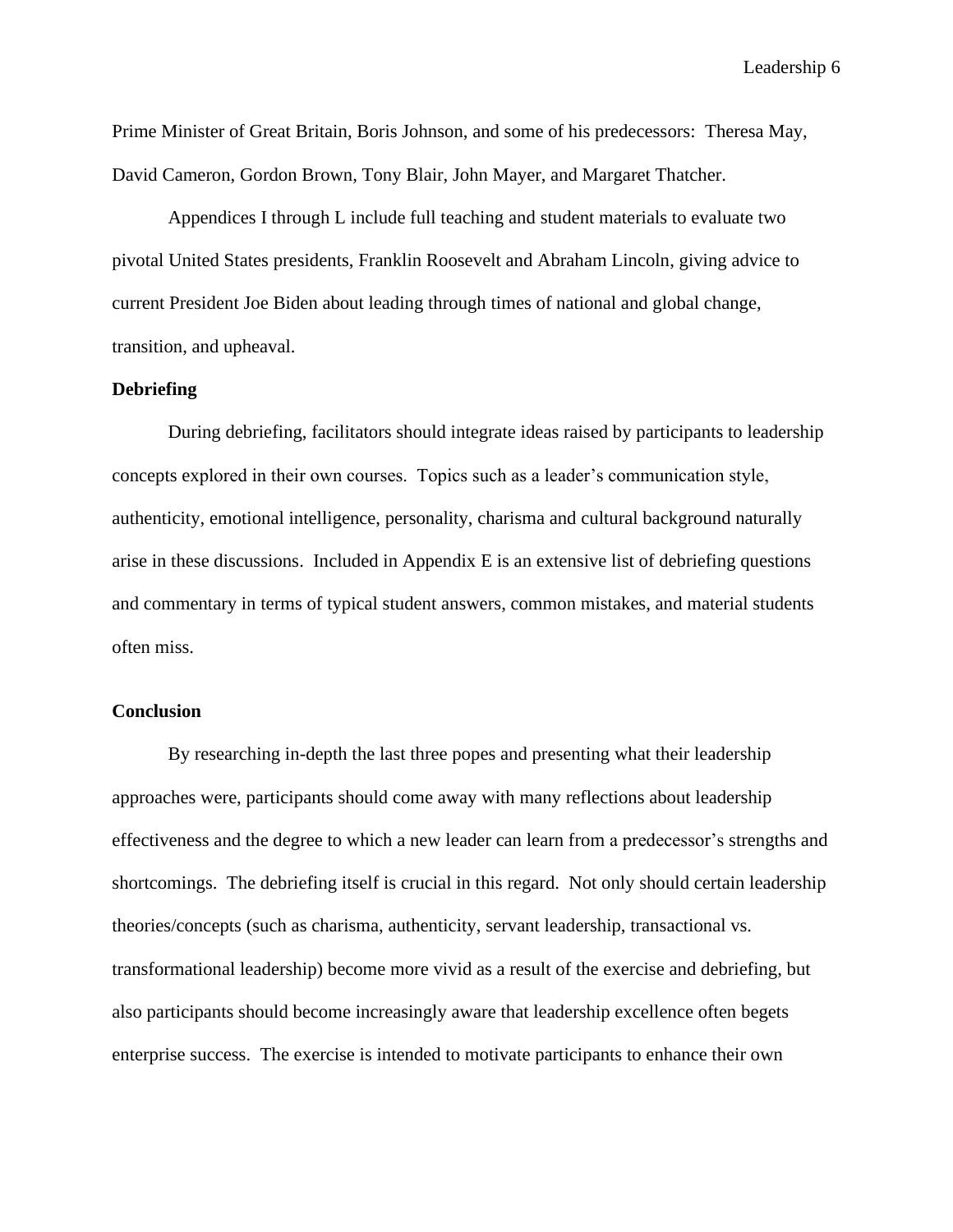Prime Minister of Great Britain, Boris Johnson, and some of his predecessors: Theresa May, David Cameron, Gordon Brown, Tony Blair, John Mayer, and Margaret Thatcher.

Appendices I through L include full teaching and student materials to evaluate two pivotal United States presidents, Franklin Roosevelt and Abraham Lincoln, giving advice to current President Joe Biden about leading through times of national and global change, transition, and upheaval.

**Debriefing**

During debriefing, facilitators should integrate ideas raised by participants to leadership concepts explored in their own courses. Topics such as a leader's communication style, authenticity, emotional intelligence, personality, charisma and cultural background naturally arise in these discussions. Included in Appendix E is an extensive list of debriefing questions and commentary in terms of typical student answers, common mistakes, and material students often miss.

**Conclusion**

By researching in-depth the last three popes and presenting what their leadership approaches were, participants should come away with many reflections about leadership effectiveness and the degree to which a new leader can learn from a predecessor's strengths and shortcomings. The debriefing itself is crucial in this regard. Not only should certain leadership theories/concepts (such as charisma, authenticity, servant leadership, transactional vs. transformational leadership) become more vivid as a result of the exercise and debriefing, but also participants should become increasingly aware that leadership excellence often begets enterprise success. The exercise is intended to motivate participants to enhance their own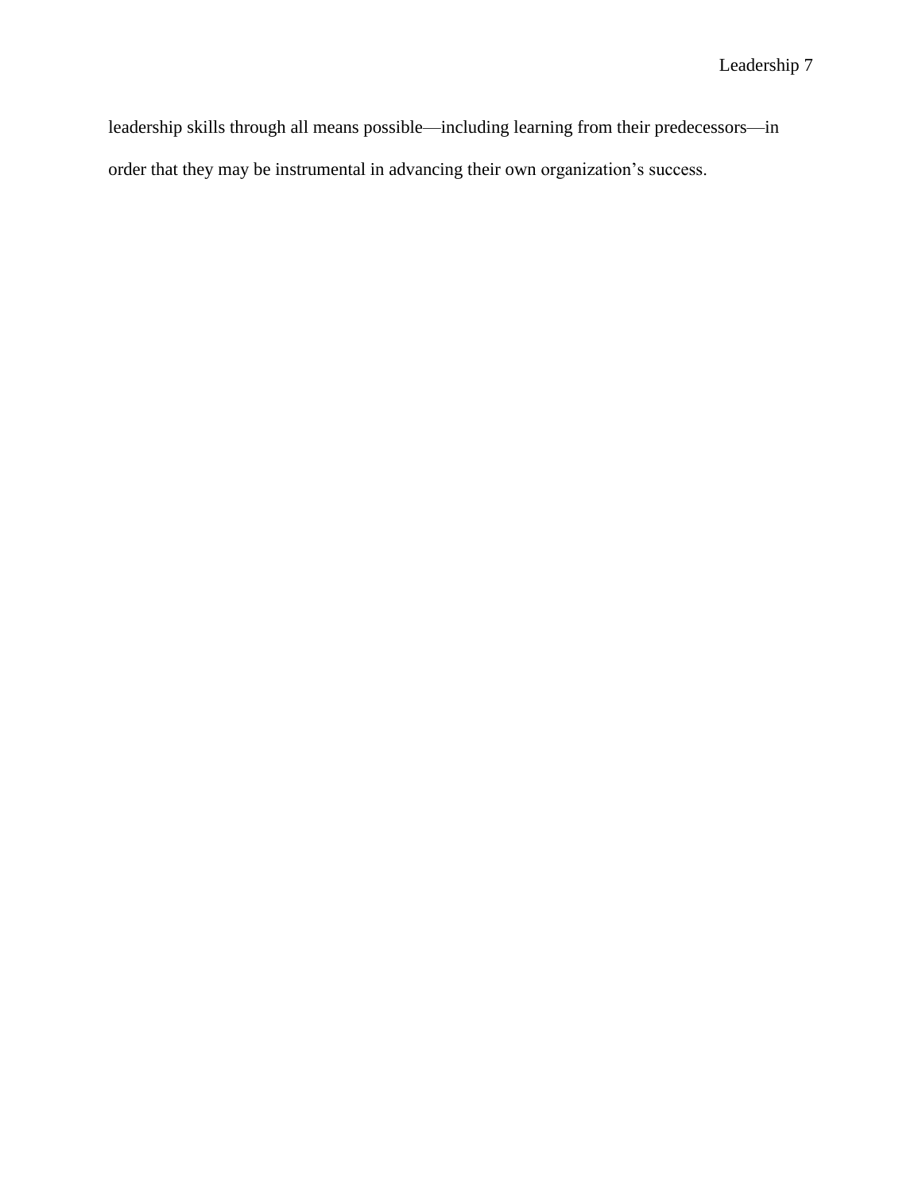leadership skills through all means possible—including learning from their predecessors—in order that they may be instrumental in advancing their own organization's success.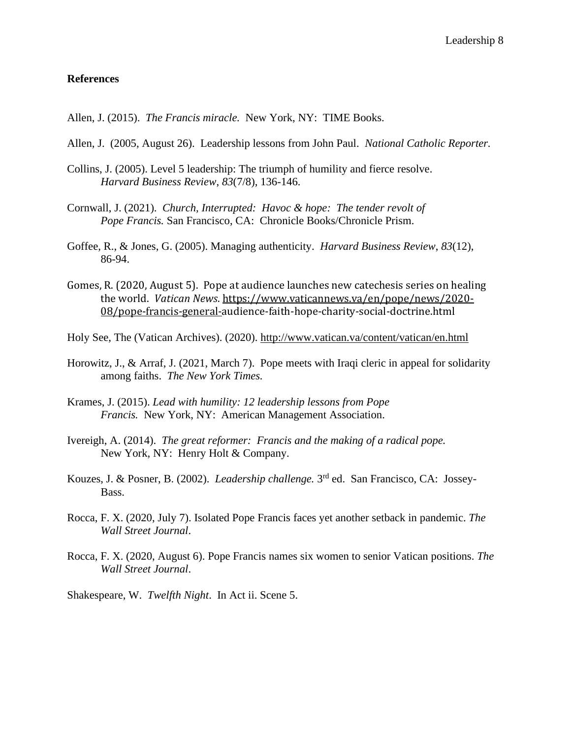**References**

Allen, J. (2015). *The Francis miracle.* New York, NY: TIME Books.

Allen, J. (2005, August 26). Leadership lessons from John Paul. *National Catholic Reporter.*

Collins, J. (2005). Level 5 leadership: The triumph of humility and fierce resolve. *Harvard Business Review*, *83*(7/8), 136-146.

Cornwall, J. (2021). *Church, Interrupted: Havoc & hope: The tender revolt of Pope Francis.* San Francisco, CA: Chronicle Books/Chronicle Prism.

Goffee, R., & Jones, G. (2005). Managing authenticity. *Harvard Business Review*, *83*(12), 86-94.

Gomes, R. (2020, August 5). Pope at audience launches new catechesis series on healing the world. *Vatican News.* https://www.vaticannews.va/en/pope/news/2020-08/pope-francis-general-audience-faith-hope-charity-social-doctrine.html

Holy See, The (Vatican Archives). (2020). http://www.vatican.va/content/vatican/en.html

Horowitz, J., & Arraf, J. (2021, March 7). Pope meets with Iraqi cleric in appeal for solidarity among faiths. *The New York Times.*

Krames, J. (2015). *Lead with humility: 12 leadership lessons from Pope Francis.* New York, NY: American Management Association.

Ivereigh, A. (2014). *The great reformer: Francis and the making of a radical pope.* New York, NY: Henry Holt & Company.

Kouzes, J. & Posner, B. (2002). *Leadership challenge.* 3rd ed. San Francisco, CA: Jossey-Bass.

Rocca, F. X. (2020, July 7). Isolated Pope Francis faces yet another setback in pandemic. *The Wall Street Journal*.

Rocca, F. X. (2020, August 6). Pope Francis names six women to senior Vatican positions. *The Wall Street Journal*.

Shakespeare, W. *Twelfth Night*. In Act ii. Scene 5.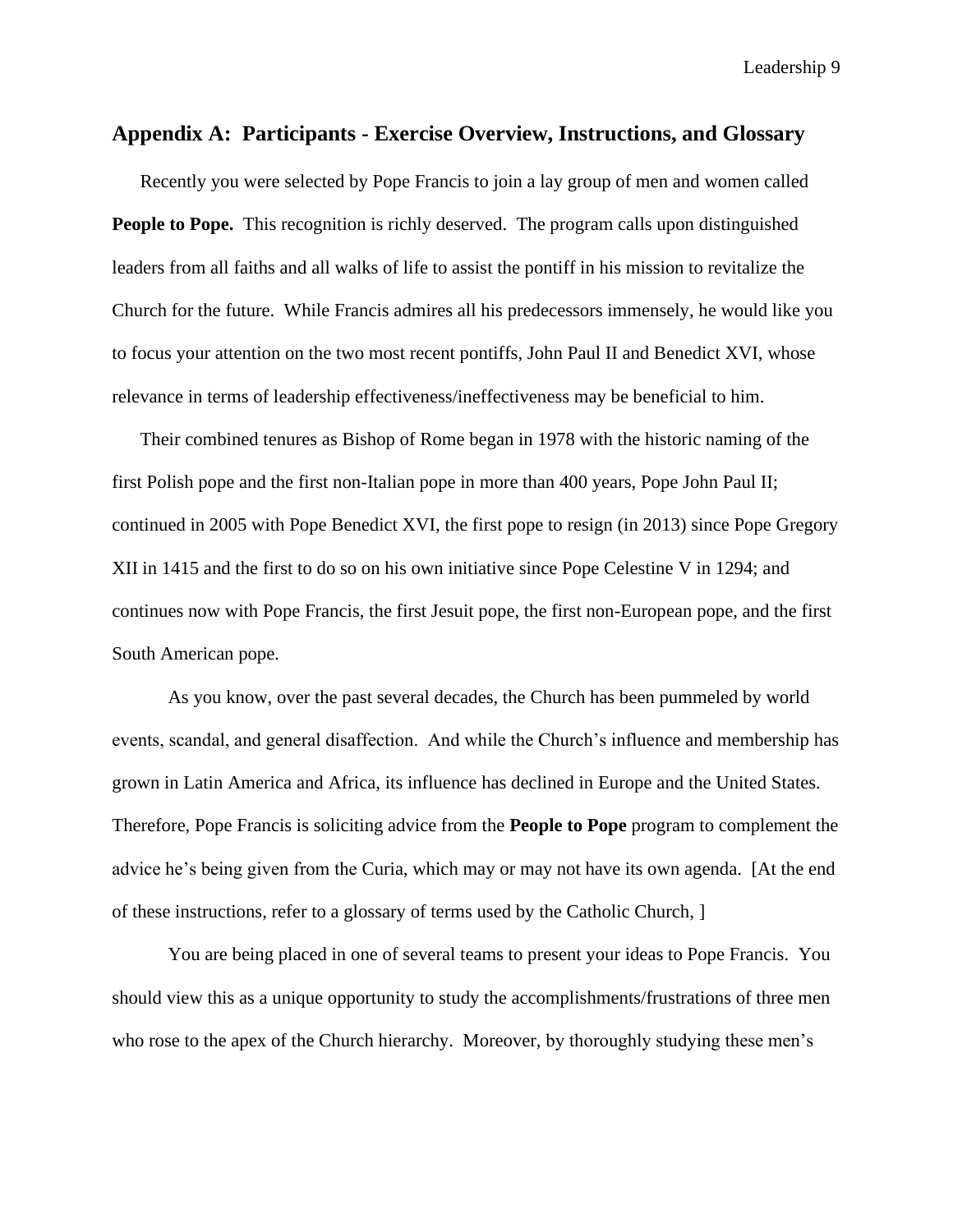## Appendix A: Participants - Exercise Overview, Instructions, and Glossary

Recently you were selected by Pope Francis to join a lay group of men and women called **People to Pope.** This recognition is richly deserved. The program calls upon distinguished leaders from all faiths and all walks of life to assist the pontiff in his mission to revitalize the Church for the future. While Francis admires all his predecessors immensely, he would like you to focus your attention on the two most recent pontiffs, John Paul II and Benedict XVI, whose relevance in terms of leadership effectiveness/ineffectiveness may be beneficial to him.

Their combined tenures as Bishop of Rome began in 1978 with the historic naming of the first Polish pope and the first non-Italian pope in more than 400 years, Pope John Paul II; continued in 2005 with Pope Benedict XVI, the first pope to resign (in 2013) since Pope Gregory XII in 1415 and the first to do so on his own initiative since Pope Celestine V in 1294; and continues now with Pope Francis, the first Jesuit pope, the first non-European pope, and the first South American pope.

As you know, over the past several decades, the Church has been pummeled by world events, scandal, and general disaffection. And while the Church's influence and membership has grown in Latin America and Africa, its influence has declined in Europe and the United States. Therefore, Pope Francis is soliciting advice from the **People to Pope** program to complement the advice he's being given from the Curia, which may or may not have its own agenda. [At the end of these instructions, refer to a glossary of terms used by the Catholic Church, ]

You are being placed in one of several teams to present your ideas to Pope Francis. You should view this as a unique opportunity to study the accomplishments/frustrations of three men who rose to the apex of the Church hierarchy. Moreover, by thoroughly studying these men's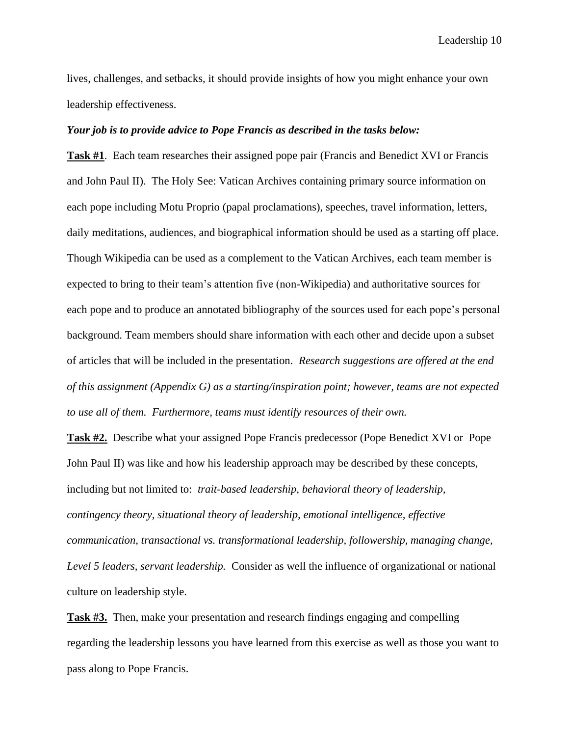lives, challenges, and setbacks, it should provide insights of how you might enhance your own leadership effectiveness.

***Your job is to provide advice to Pope Francis as described in the tasks below:***

**Task #1**. Each team researches their assigned pope pair (Francis and Benedict XVI or Francis and John Paul II). The Holy See: Vatican Archives containing primary source information on each pope including Motu Proprio (papal proclamations), speeches, travel information, letters, daily meditations, audiences, and biographical information should be used as a starting off place. Though Wikipedia can be used as a complement to the Vatican Archives, each team member is expected to bring to their team's attention five (non-Wikipedia) and authoritative sources for each pope and to produce an annotated bibliography of the sources used for each pope's personal background. Team members should share information with each other and decide upon a subset of articles that will be included in the presentation. *Research suggestions are offered at the end of this assignment (Appendix G) as a starting/inspiration point; however, teams are not expected to use all of them. Furthermore, teams must identify resources of their own.*

**Task #2.** Describe what your assigned Pope Francis predecessor (Pope Benedict XVI or Pope John Paul II) was like and how his leadership approach may be described by these concepts, including but not limited to: *trait-based leadership, behavioral theory of leadership, contingency theory, situational theory of leadership, emotional intelligence, effective communication, transactional vs. transformational leadership, followership, managing change, Level 5 leaders, servant leadership.* Consider as well the influence of organizational or national culture on leadership style.

**Task #3.** Then, make your presentation and research findings engaging and compelling regarding the leadership lessons you have learned from this exercise as well as those you want to pass along to Pope Francis.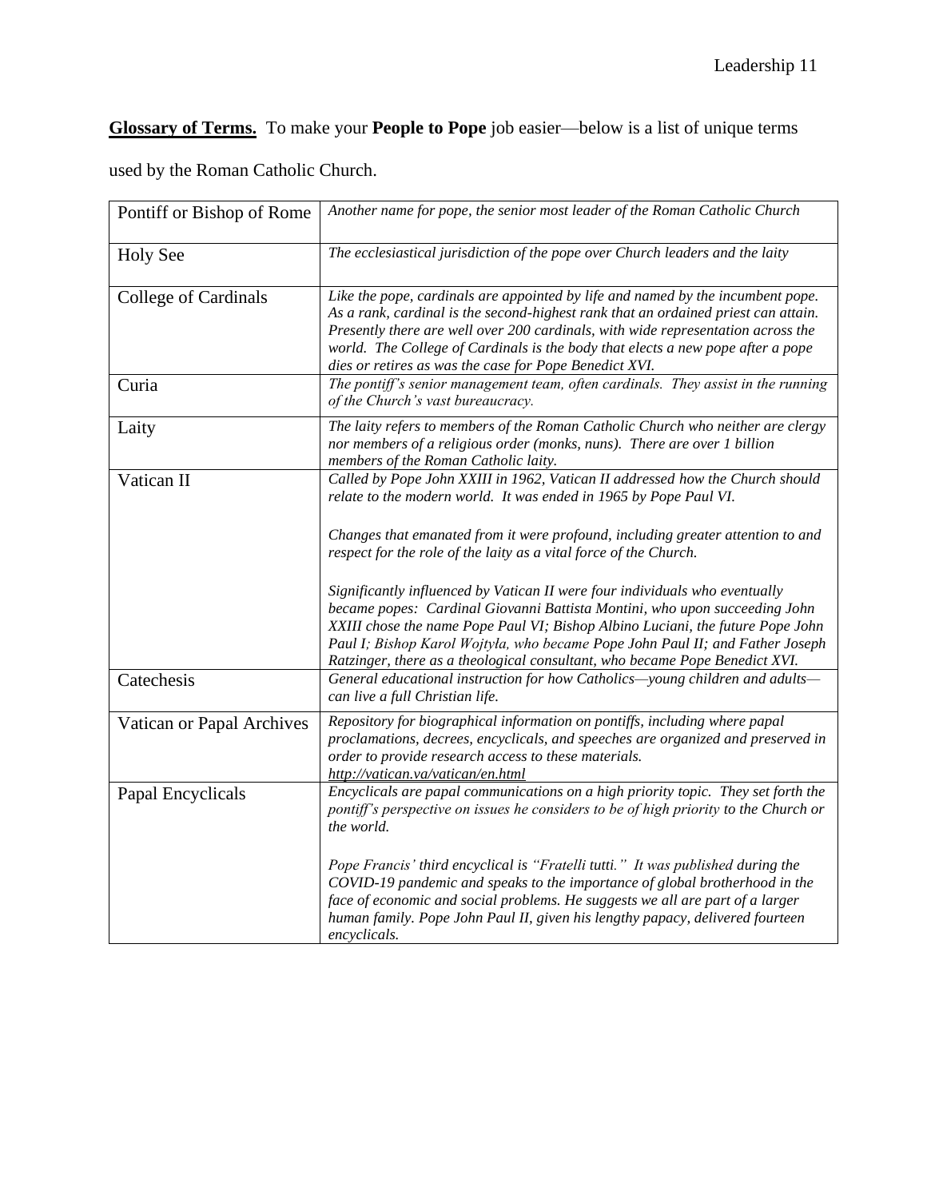**Glossary of Terms.** To make your **People to Pope** job easier—below is a list of unique terms used by the Roman Catholic Church.

| | |
|---|---|
| Pontiff or Bishop of Rome | *Another name for pope, the senior most leader of the Roman Catholic Church* |
| Holy See | *The ecclesiastical jurisdiction of the pope over Church leaders and the laity* |
| College of Cardinals | *Like the pope, cardinals are appointed by life and named by the incumbent pope. As a rank, cardinal is the second-highest rank that an ordained priest can attain. Presently there are well over 200 cardinals, with wide representation across the world. The College of Cardinals is the body that elects a new pope after a pope dies or retires as was the case for Pope Benedict XVI.* |
| Curia | *The pontiff's senior management team, often cardinals. They assist in the running of the Church's vast bureaucracy.* |
| Laity | *The laity refers to members of the Roman Catholic Church who neither are clergy nor members of a religious order (monks, nuns). There are over 1 billion members of the Roman Catholic laity.* |
| Vatican II | *Called by Pope John XXIII in 1962, Vatican II addressed how the Church should relate to the modern world. It was ended in 1965 by Pope Paul VI.*<br><br>*Changes that emanated from it were profound, including greater attention to and respect for the role of the laity as a vital force of the Church.*<br><br>*Significantly influenced by Vatican II were four individuals who eventually became popes: Cardinal Giovanni Battista Montini, who upon succeeding John XXIII chose the name Pope Paul VI; Bishop Albino Luciani, the future Pope John Paul I; Bishop Karol Wojtyła, who became Pope John Paul II; and Father Joseph Ratzinger, there as a theological consultant, who became Pope Benedict XVI.* |
| Catechesis | *General educational instruction for how Catholics—young children and adults—can live a full Christian life.* |
| Vatican or Papal Archives | *Repository for biographical information on pontiffs, including where papal proclamations, decrees, encyclicals, and speeches are organized and preserved in order to provide research access to these materials.* *http://vatican.va/vatican/en.html* |
| Papal Encyclicals | *Encyclicals are papal communications on a high priority topic. They set forth the pontiff's perspective on issues he considers to be of high priority to the Church or the world.*<br><br>*Pope Francis' third encyclical is "Fratelli tutti." It was published during the COVID-19 pandemic and speaks to the importance of global brotherhood in the face of economic and social problems. He suggests we all are part of a larger human family. Pope John Paul II, given his lengthy papacy, delivered fourteen encyclicals.* |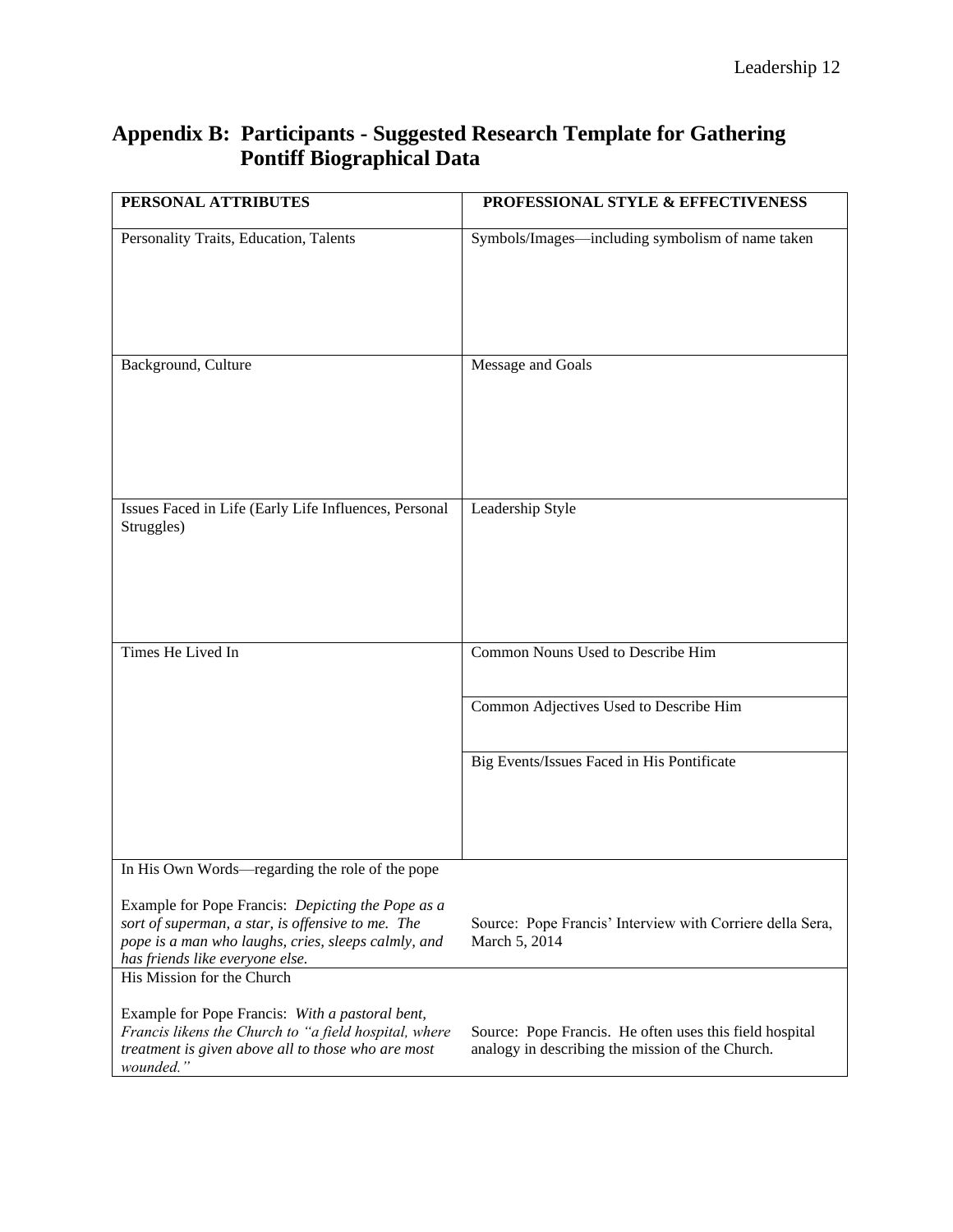# Appendix B: Participants - Suggested Research Template for Gathering Pontiff Biographical Data

| PERSONAL ATTRIBUTES | PROFESSIONAL STYLE & EFFECTIVENESS |
|---|---|
| Personality Traits, Education, Talents | Symbols/Images—including symbolism of name taken |
| Background, Culture | Message and Goals |
| Issues Faced in Life (Early Life Influences, Personal Struggles) | Leadership Style |
| Times He Lived In | Common Nouns Used to Describe Him |
| | Common Adjectives Used to Describe Him |
| | Big Events/Issues Faced in His Pontificate |
| In His Own Words—regarding the role of the pope<br><br>Example for Pope Francis: *Depicting the Pope as a sort of superman, a star, is offensive to me. The pope is a man who laughs, cries, sleeps calmly, and has friends like everyone else.* | Source: Pope Francis' Interview with Corriere della Sera, March 5, 2014 |
| His Mission for the Church<br><br>Example for Pope Francis: *With a pastoral bent, Francis likens the Church to "a field hospital, where treatment is given above all to those who are most wounded."* | Source: Pope Francis. He often uses this field hospital analogy in describing the mission of the Church. |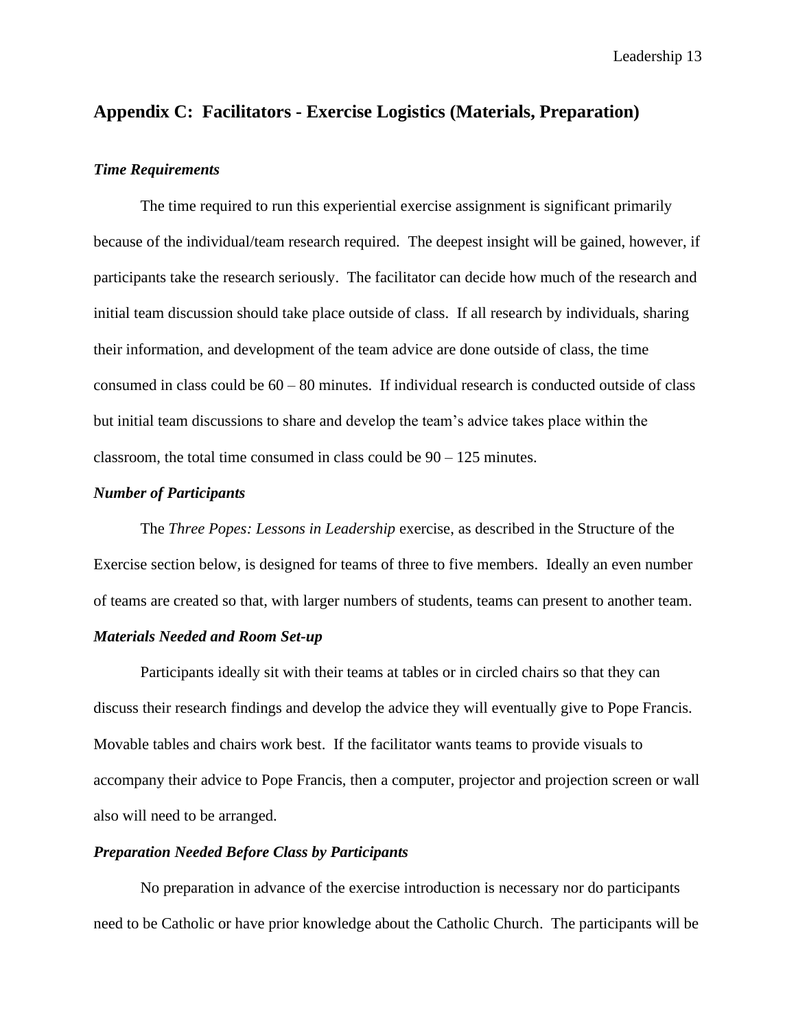## Appendix C: Facilitators - Exercise Logistics (Materials, Preparation)

***Time Requirements***

The time required to run this experiential exercise assignment is significant primarily because of the individual/team research required. The deepest insight will be gained, however, if participants take the research seriously. The facilitator can decide how much of the research and initial team discussion should take place outside of class. If all research by individuals, sharing their information, and development of the team advice are done outside of class, the time consumed in class could be 60 – 80 minutes. If individual research is conducted outside of class but initial team discussions to share and develop the team's advice takes place within the classroom, the total time consumed in class could be 90 – 125 minutes.

***Number of Participants***

The *Three Popes: Lessons in Leadership* exercise, as described in the Structure of the Exercise section below, is designed for teams of three to five members. Ideally an even number of teams are created so that, with larger numbers of students, teams can present to another team.

***Materials Needed and Room Set-up***

Participants ideally sit with their teams at tables or in circled chairs so that they can discuss their research findings and develop the advice they will eventually give to Pope Francis. Movable tables and chairs work best. If the facilitator wants teams to provide visuals to accompany their advice to Pope Francis, then a computer, projector and projection screen or wall also will need to be arranged.

***Preparation Needed Before Class by Participants***

No preparation in advance of the exercise introduction is necessary nor do participants need to be Catholic or have prior knowledge about the Catholic Church. The participants will be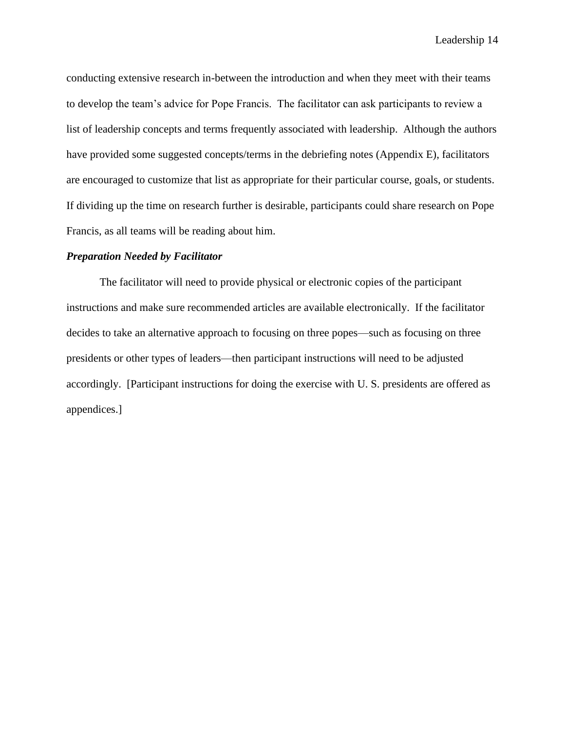conducting extensive research in-between the introduction and when they meet with their teams to develop the team's advice for Pope Francis. The facilitator can ask participants to review a list of leadership concepts and terms frequently associated with leadership. Although the authors have provided some suggested concepts/terms in the debriefing notes (Appendix E), facilitators are encouraged to customize that list as appropriate for their particular course, goals, or students. If dividing up the time on research further is desirable, participants could share research on Pope Francis, as all teams will be reading about him.

***Preparation Needed by Facilitator***

The facilitator will need to provide physical or electronic copies of the participant instructions and make sure recommended articles are available electronically. If the facilitator decides to take an alternative approach to focusing on three popes—such as focusing on three presidents or other types of leaders—then participant instructions will need to be adjusted accordingly. [Participant instructions for doing the exercise with U. S. presidents are offered as appendices.]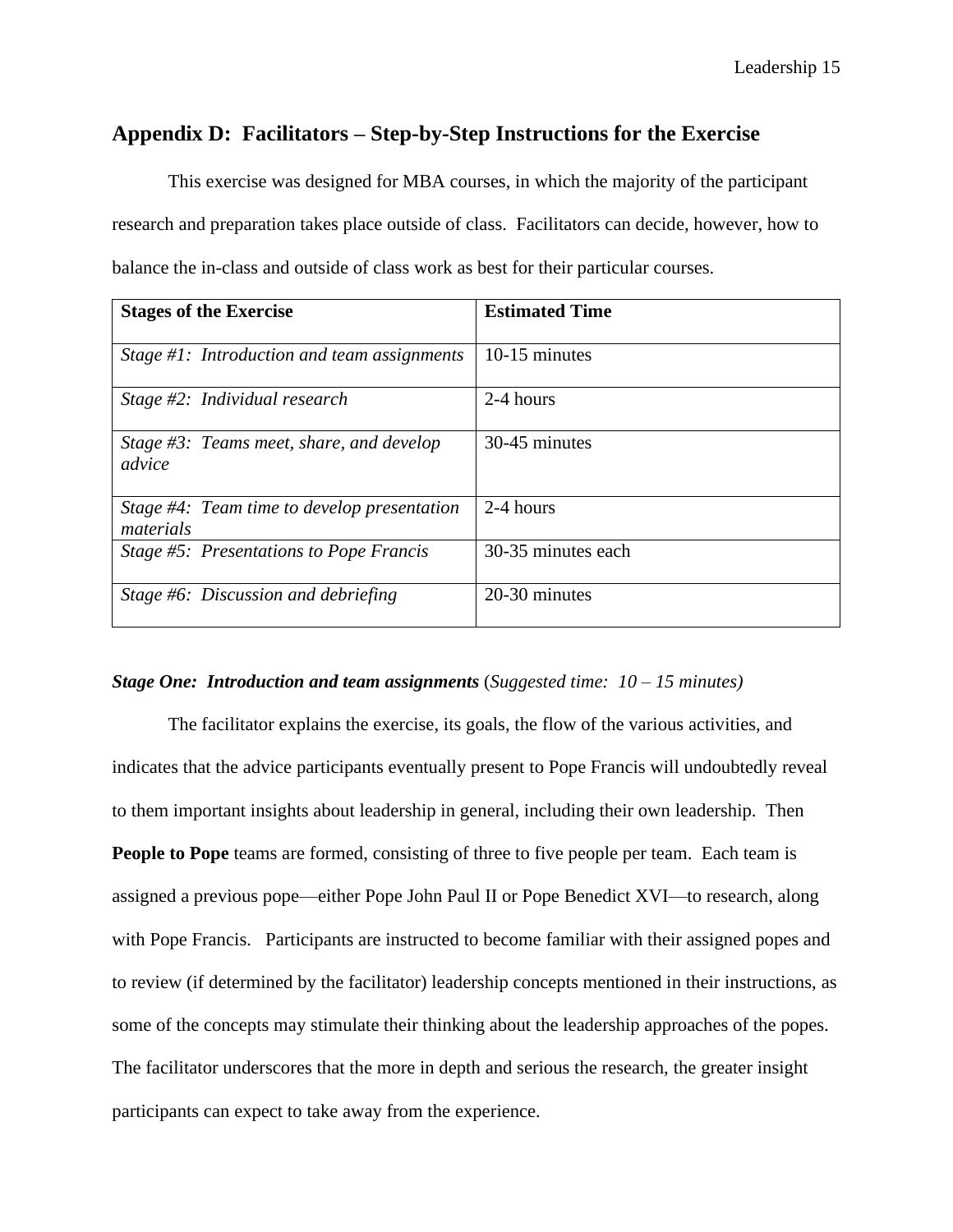## Appendix D: Facilitators – Step-by-Step Instructions for the Exercise

This exercise was designed for MBA courses, in which the majority of the participant research and preparation takes place outside of class. Facilitators can decide, however, how to balance the in-class and outside of class work as best for their particular courses.

| **Stages of the Exercise** | **Estimated Time** |
|---|---|
| *Stage #1: Introduction and team assignments* | 10-15 minutes |
| *Stage #2: Individual research* | 2-4 hours |
| *Stage #3: Teams meet, share, and develop advice* | 30-45 minutes |
| *Stage #4: Team time to develop presentation materials* | 2-4 hours |
| *Stage #5: Presentations to Pope Francis* | 30-35 minutes each |
| *Stage #6: Discussion and debriefing* | 20-30 minutes |

***Stage One: Introduction and team assignments*** (*Suggested time: 10 – 15 minutes)*

The facilitator explains the exercise, its goals, the flow of the various activities, and indicates that the advice participants eventually present to Pope Francis will undoubtedly reveal to them important insights about leadership in general, including their own leadership. Then **People to Pope** teams are formed, consisting of three to five people per team. Each team is assigned a previous pope—either Pope John Paul II or Pope Benedict XVI—to research, along with Pope Francis. Participants are instructed to become familiar with their assigned popes and to review (if determined by the facilitator) leadership concepts mentioned in their instructions, as some of the concepts may stimulate their thinking about the leadership approaches of the popes. The facilitator underscores that the more in depth and serious the research, the greater insight participants can expect to take away from the experience.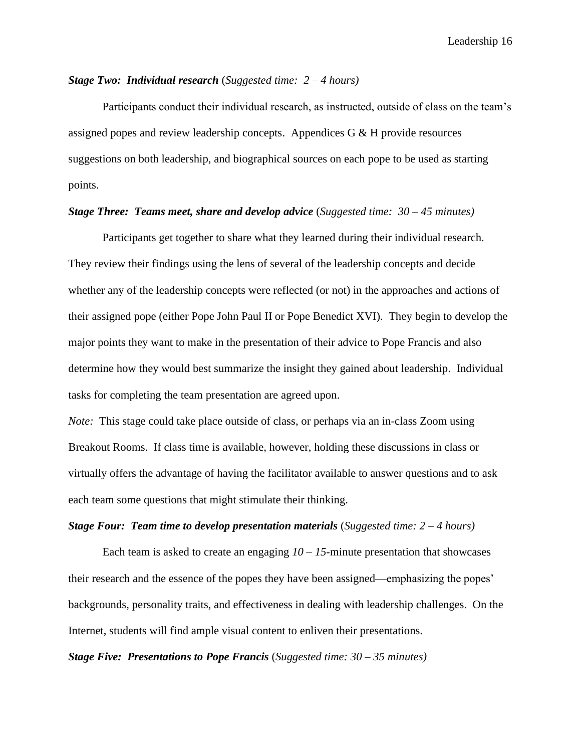***Stage Two: Individual research*** (*Suggested time: 2 – 4 hours)*

Participants conduct their individual research, as instructed, outside of class on the team's assigned popes and review leadership concepts. Appendices G & H provide resources suggestions on both leadership, and biographical sources on each pope to be used as starting points.

***Stage Three: Teams meet, share and develop advice*** (*Suggested time: 30 – 45 minutes)*

Participants get together to share what they learned during their individual research. They review their findings using the lens of several of the leadership concepts and decide whether any of the leadership concepts were reflected (or not) in the approaches and actions of their assigned pope (either Pope John Paul II or Pope Benedict XVI). They begin to develop the major points they want to make in the presentation of their advice to Pope Francis and also determine how they would best summarize the insight they gained about leadership. Individual tasks for completing the team presentation are agreed upon.

*Note:* This stage could take place outside of class, or perhaps via an in-class Zoom using Breakout Rooms. If class time is available, however, holding these discussions in class or virtually offers the advantage of having the facilitator available to answer questions and to ask each team some questions that might stimulate their thinking.

***Stage Four: Team time to develop presentation materials*** (*Suggested time: 2 – 4 hours)*

Each team is asked to create an engaging *10 – 15*-minute presentation that showcases their research and the essence of the popes they have been assigned—emphasizing the popes' backgrounds, personality traits, and effectiveness in dealing with leadership challenges. On the Internet, students will find ample visual content to enliven their presentations.

***Stage Five: Presentations to Pope Francis*** (*Suggested time: 30 – 35 minutes)*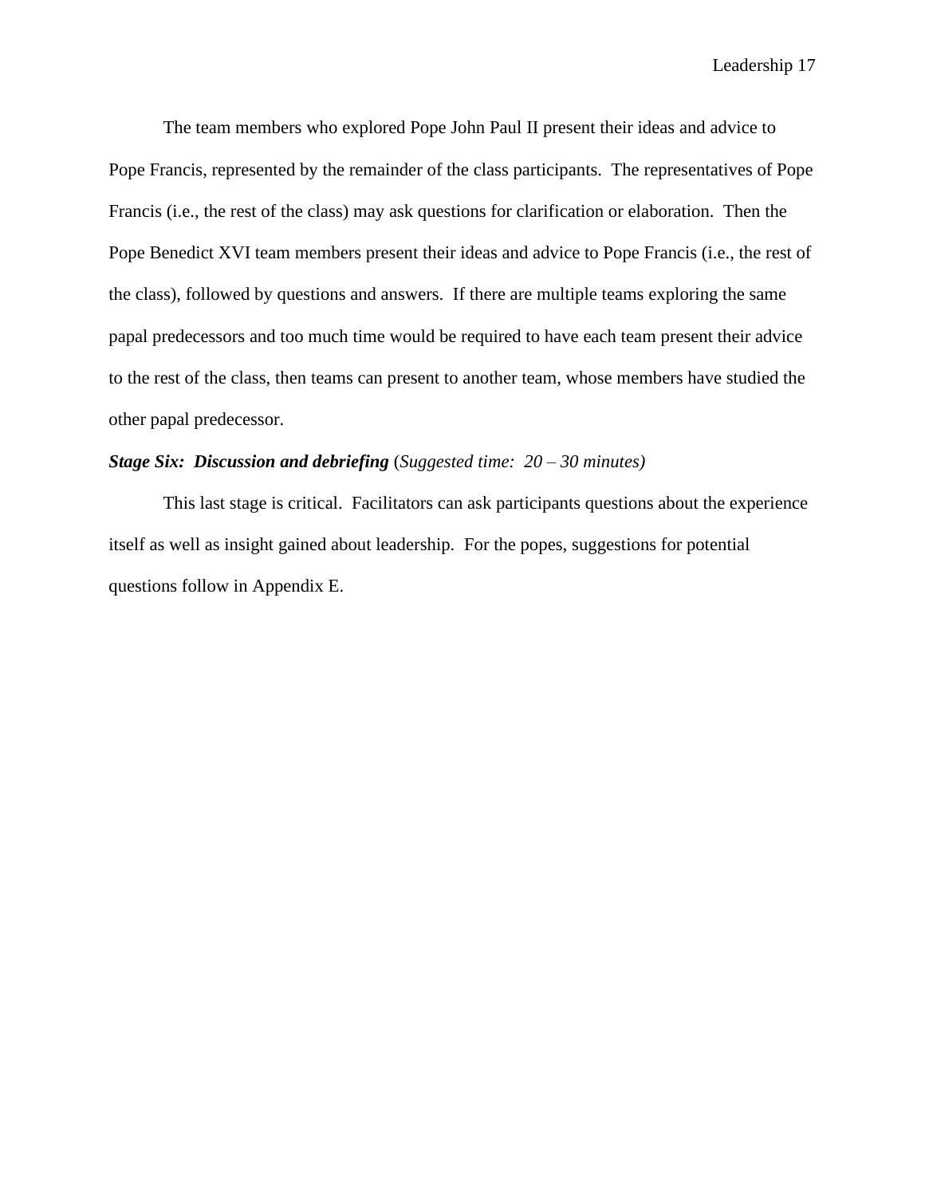The team members who explored Pope John Paul II present their ideas and advice to Pope Francis, represented by the remainder of the class participants. The representatives of Pope Francis (i.e., the rest of the class) may ask questions for clarification or elaboration. Then the Pope Benedict XVI team members present their ideas and advice to Pope Francis (i.e., the rest of the class), followed by questions and answers. If there are multiple teams exploring the same papal predecessors and too much time would be required to have each team present their advice to the rest of the class, then teams can present to another team, whose members have studied the other papal predecessor.

***Stage Six: Discussion and debriefing*** (*Suggested time: 20 – 30 minutes)*

This last stage is critical. Facilitators can ask participants questions about the experience itself as well as insight gained about leadership. For the popes, suggestions for potential questions follow in Appendix E.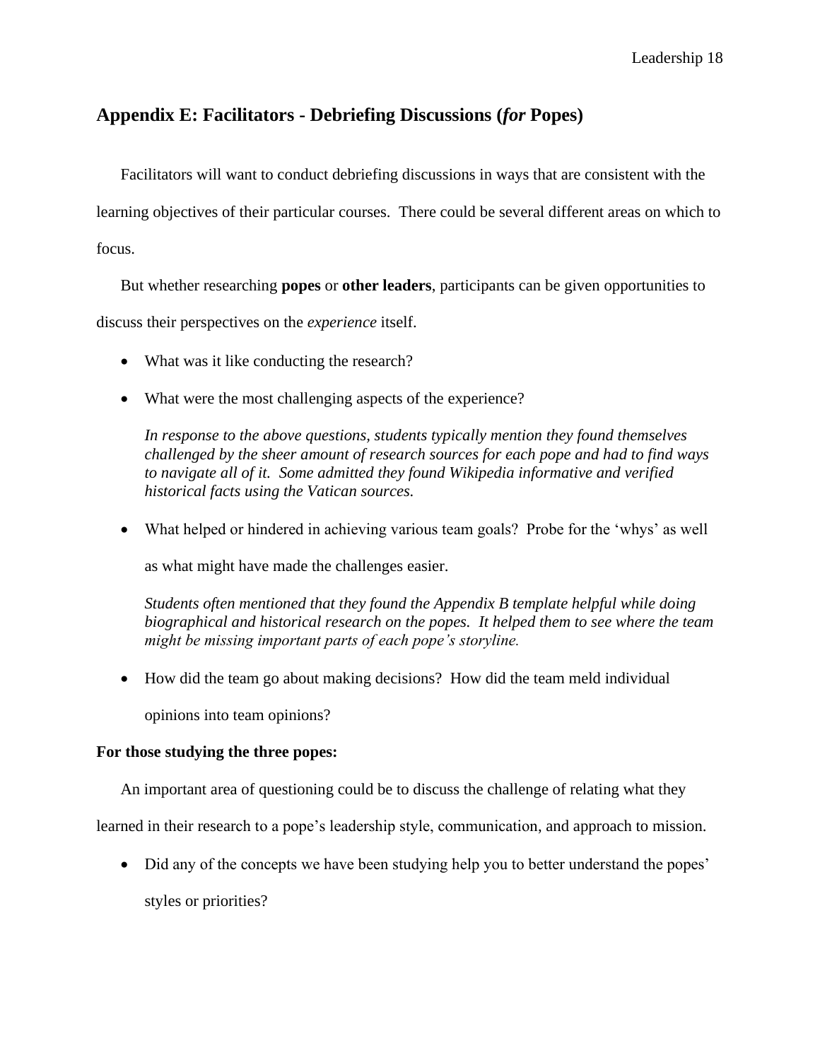## Appendix E: Facilitators - Debriefing Discussions (*for* Popes)

Facilitators will want to conduct debriefing discussions in ways that are consistent with the learning objectives of their particular courses. There could be several different areas on which to focus.

But whether researching **popes** or **other leaders**, participants can be given opportunities to discuss their perspectives on the *experience* itself.

- What was it like conducting the research?
- What were the most challenging aspects of the experience?

  *In response to the above questions, students typically mention they found themselves challenged by the sheer amount of research sources for each pope and had to find ways to navigate all of it. Some admitted they found Wikipedia informative and verified historical facts using the Vatican sources.*

- What helped or hindered in achieving various team goals? Probe for the 'whys' as well as what might have made the challenges easier.

  *Students often mentioned that they found the Appendix B template helpful while doing biographical and historical research on the popes. It helped them to see where the team might be missing important parts of each pope's storyline.*

- How did the team go about making decisions? How did the team meld individual opinions into team opinions?

**For those studying the three popes:**

An important area of questioning could be to discuss the challenge of relating what they learned in their research to a pope's leadership style, communication, and approach to mission.

- Did any of the concepts we have been studying help you to better understand the popes' styles or priorities?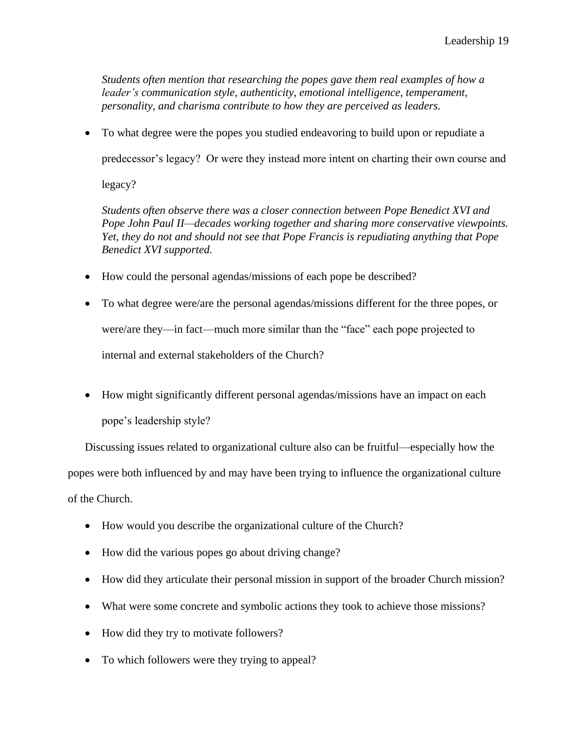*Students often mention that researching the popes gave them real examples of how a leader's communication style, authenticity, emotional intelligence, temperament, personality, and charisma contribute to how they are perceived as leaders.*

- To what degree were the popes you studied endeavoring to build upon or repudiate a predecessor's legacy? Or were they instead more intent on charting their own course and legacy?

  *Students often observe there was a closer connection between Pope Benedict XVI and Pope John Paul II—decades working together and sharing more conservative viewpoints. Yet, they do not and should not see that Pope Francis is repudiating anything that Pope Benedict XVI supported.*

- How could the personal agendas/missions of each pope be described?
- To what degree were/are the personal agendas/missions different for the three popes, or were/are they—in fact—much more similar than the "face" each pope projected to internal and external stakeholders of the Church?
- How might significantly different personal agendas/missions have an impact on each pope's leadership style?

Discussing issues related to organizational culture also can be fruitful—especially how the popes were both influenced by and may have been trying to influence the organizational culture of the Church.

- How would you describe the organizational culture of the Church?
- How did the various popes go about driving change?
- How did they articulate their personal mission in support of the broader Church mission?
- What were some concrete and symbolic actions they took to achieve those missions?
- How did they try to motivate followers?
- To which followers were they trying to appeal?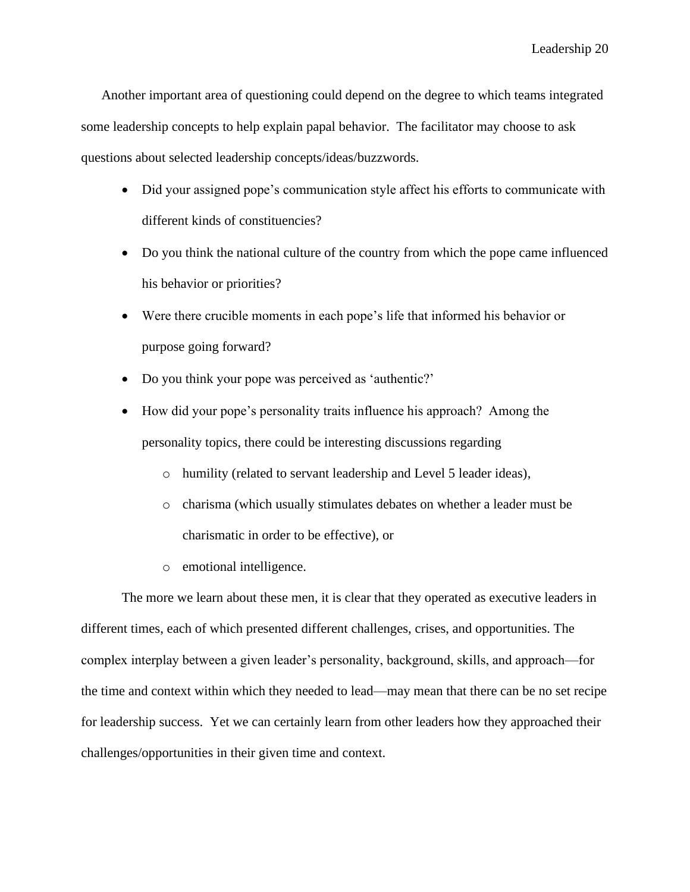Another important area of questioning could depend on the degree to which teams integrated some leadership concepts to help explain papal behavior. The facilitator may choose to ask questions about selected leadership concepts/ideas/buzzwords.

- Did your assigned pope's communication style affect his efforts to communicate with different kinds of constituencies?
- Do you think the national culture of the country from which the pope came influenced his behavior or priorities?
- Were there crucible moments in each pope's life that informed his behavior or purpose going forward?
- Do you think your pope was perceived as 'authentic?'
- How did your pope's personality traits influence his approach? Among the personality topics, there could be interesting discussions regarding
  - humility (related to servant leadership and Level 5 leader ideas),
  - charisma (which usually stimulates debates on whether a leader must be charismatic in order to be effective), or
  - emotional intelligence.

The more we learn about these men, it is clear that they operated as executive leaders in different times, each of which presented different challenges, crises, and opportunities. The complex interplay between a given leader's personality, background, skills, and approach—for the time and context within which they needed to lead—may mean that there can be no set recipe for leadership success. Yet we can certainly learn from other leaders how they approached their challenges/opportunities in their given time and context.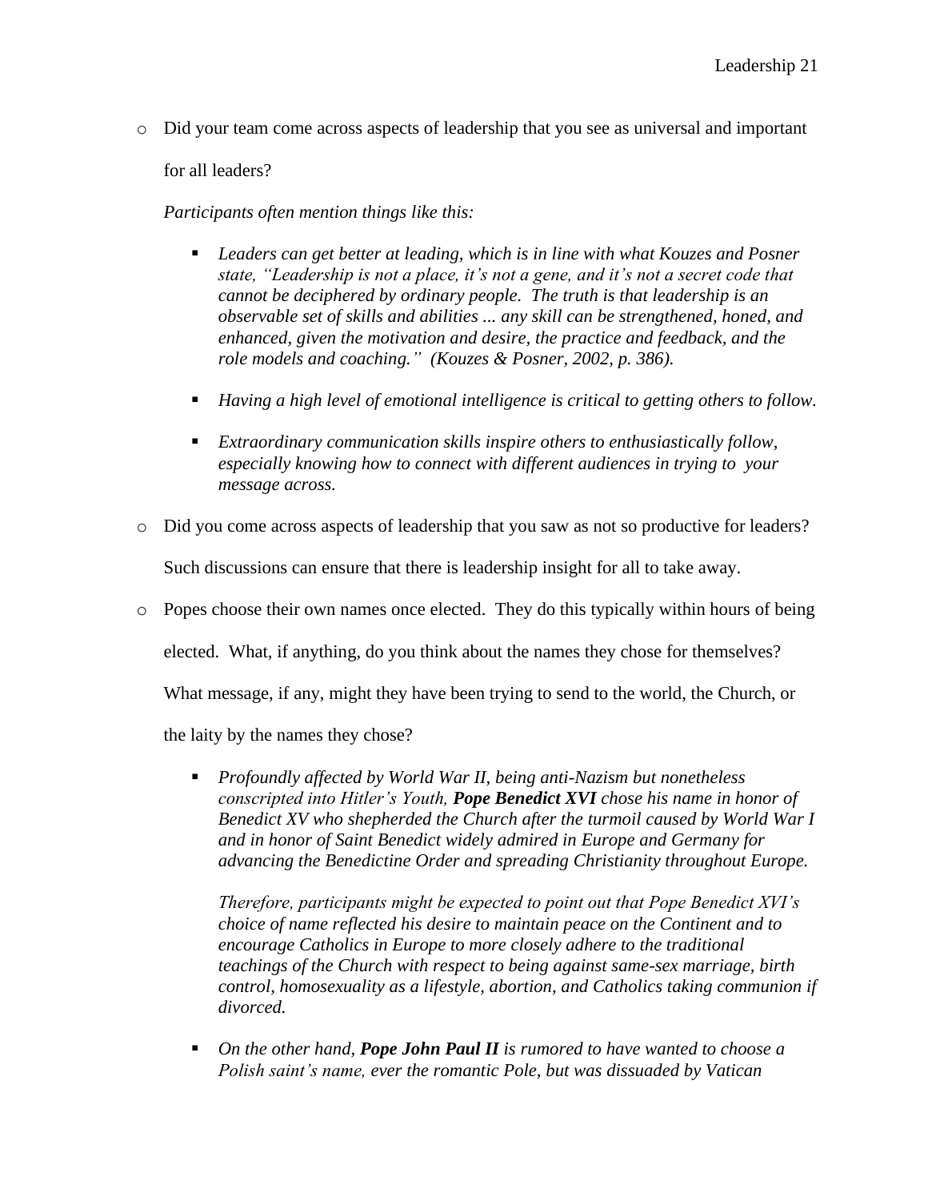- Did your team come across aspects of leadership that you see as universal and important for all leaders?

  *Participants often mention things like this:*

  - *Leaders can get better at leading, which is in line with what Kouzes and Posner state, "Leadership is not a place, it's not a gene, and it's not a secret code that cannot be deciphered by ordinary people. The truth is that leadership is an observable set of skills and abilities ... any skill can be strengthened, honed, and enhanced, given the motivation and desire, the practice and feedback, and the role models and coaching." (Kouzes & Posner, 2002, p. 386).*

  - *Having a high level of emotional intelligence is critical to getting others to follow.*

  - *Extraordinary communication skills inspire others to enthusiastically follow, especially knowing how to connect with different audiences in trying to your message across.*

- Did you come across aspects of leadership that you saw as not so productive for leaders? Such discussions can ensure that there is leadership insight for all to take away.

- Popes choose their own names once elected. They do this typically within hours of being elected. What, if anything, do you think about the names they chose for themselves? What message, if any, might they have been trying to send to the world, the Church, or the laity by the names they chose?

  - *Profoundly affected by World War II, being anti-Nazism but nonetheless conscripted into Hitler's Youth, **Pope Benedict XVI** chose his name in honor of Benedict XV who shepherded the Church after the turmoil caused by World War I and in honor of Saint Benedict widely admired in Europe and Germany for advancing the Benedictine Order and spreading Christianity throughout Europe.*

    *Therefore, participants might be expected to point out that Pope Benedict XVI's choice of name reflected his desire to maintain peace on the Continent and to encourage Catholics in Europe to more closely adhere to the traditional teachings of the Church with respect to being against same-sex marriage, birth control, homosexuality as a lifestyle, abortion, and Catholics taking communion if divorced.*

  - *On the other hand, **Pope John Paul II** is rumored to have wanted to choose a Polish saint's name, ever the romantic Pole, but was dissuaded by Vatican*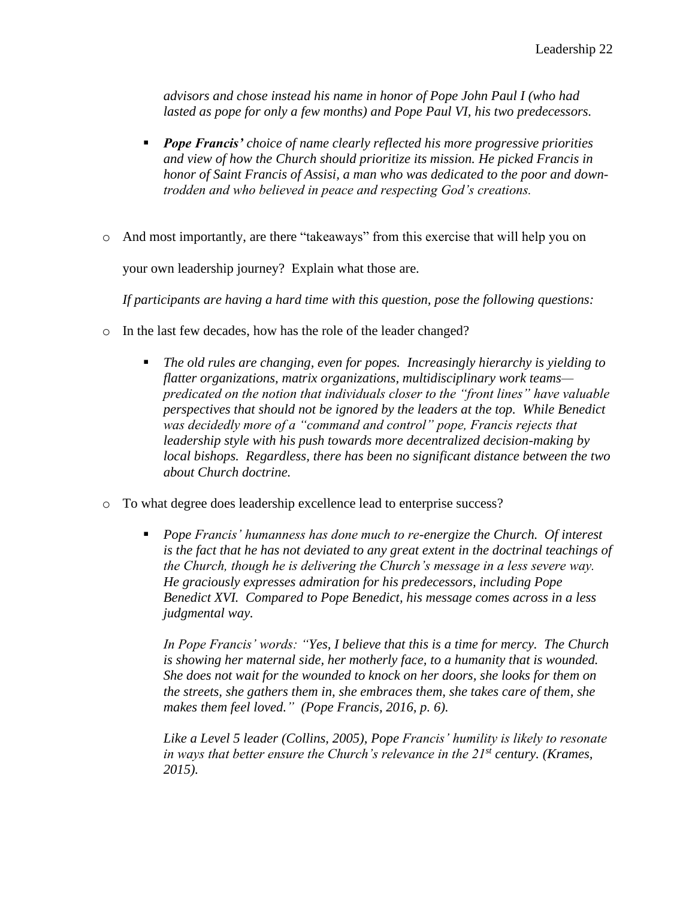*advisors and chose instead his name in honor of Pope John Paul I (who had lasted as pope for only a few months) and Pope Paul VI, his two predecessors.*

   - ***Pope Francis'** choice of name clearly reflected his more progressive priorities and view of how the Church should prioritize its mission. He picked Francis in honor of Saint Francis of Assisi, a man who was dedicated to the poor and down-trodden and who believed in peace and respecting God's creations.*

- And most importantly, are there "takeaways" from this exercise that will help you on your own leadership journey? Explain what those are.

  *If participants are having a hard time with this question, pose the following questions:*

- In the last few decades, how has the role of the leader changed?

   - *The old rules are changing, even for popes. Increasingly hierarchy is yielding to flatter organizations, matrix organizations, multidisciplinary work teams—predicated on the notion that individuals closer to the "front lines" have valuable perspectives that should not be ignored by the leaders at the top. While Benedict was decidedly more of a "command and control" pope, Francis rejects that leadership style with his push towards more decentralized decision-making by local bishops. Regardless, there has been no significant distance between the two about Church doctrine.*

- To what degree does leadership excellence lead to enterprise success?

   - *Pope Francis' humanness has done much to re-energize the Church. Of interest is the fact that he has not deviated to any great extent in the doctrinal teachings of the Church, though he is delivering the Church's message in a less severe way. He graciously expresses admiration for his predecessors, including Pope Benedict XVI. Compared to Pope Benedict, his message comes across in a less judgmental way.*

     *In Pope Francis' words: "Yes, I believe that this is a time for mercy. The Church is showing her maternal side, her motherly face, to a humanity that is wounded. She does not wait for the wounded to knock on her doors, she looks for them on the streets, she gathers them in, she embraces them, she takes care of them, she makes them feel loved." (Pope Francis, 2016, p. 6).*

     *Like a Level 5 leader (Collins, 2005), Pope Francis' humility is likely to resonate in ways that better ensure the Church's relevance in the 21st century. (Krames, 2015).*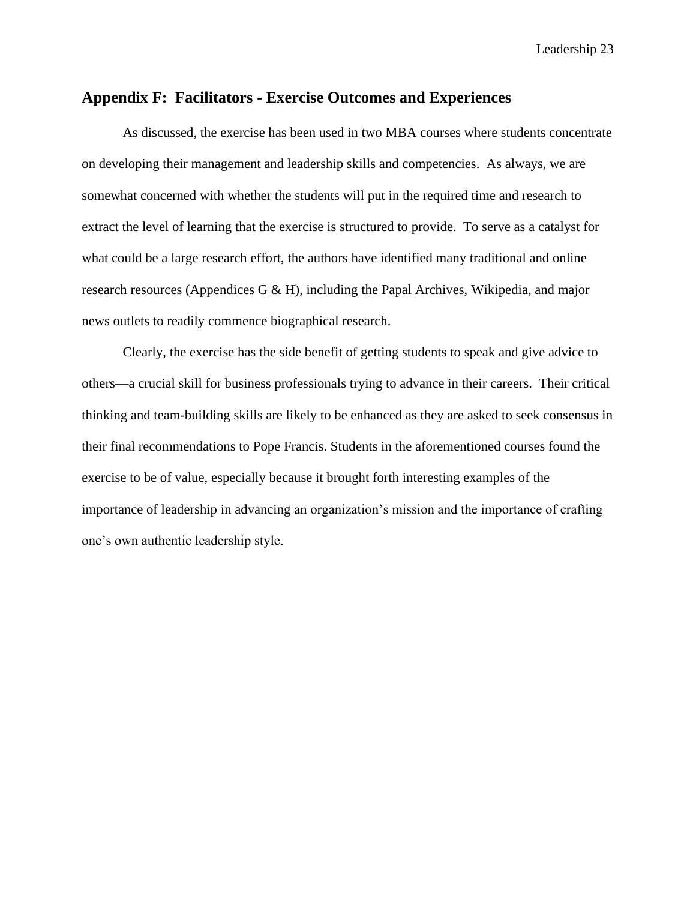## Appendix F: Facilitators - Exercise Outcomes and Experiences

As discussed, the exercise has been used in two MBA courses where students concentrate on developing their management and leadership skills and competencies. As always, we are somewhat concerned with whether the students will put in the required time and research to extract the level of learning that the exercise is structured to provide. To serve as a catalyst for what could be a large research effort, the authors have identified many traditional and online research resources (Appendices G & H), including the Papal Archives, Wikipedia, and major news outlets to readily commence biographical research.

Clearly, the exercise has the side benefit of getting students to speak and give advice to others—a crucial skill for business professionals trying to advance in their careers. Their critical thinking and team-building skills are likely to be enhanced as they are asked to seek consensus in their final recommendations to Pope Francis. Students in the aforementioned courses found the exercise to be of value, especially because it brought forth interesting examples of the importance of leadership in advancing an organization's mission and the importance of crafting one's own authentic leadership style.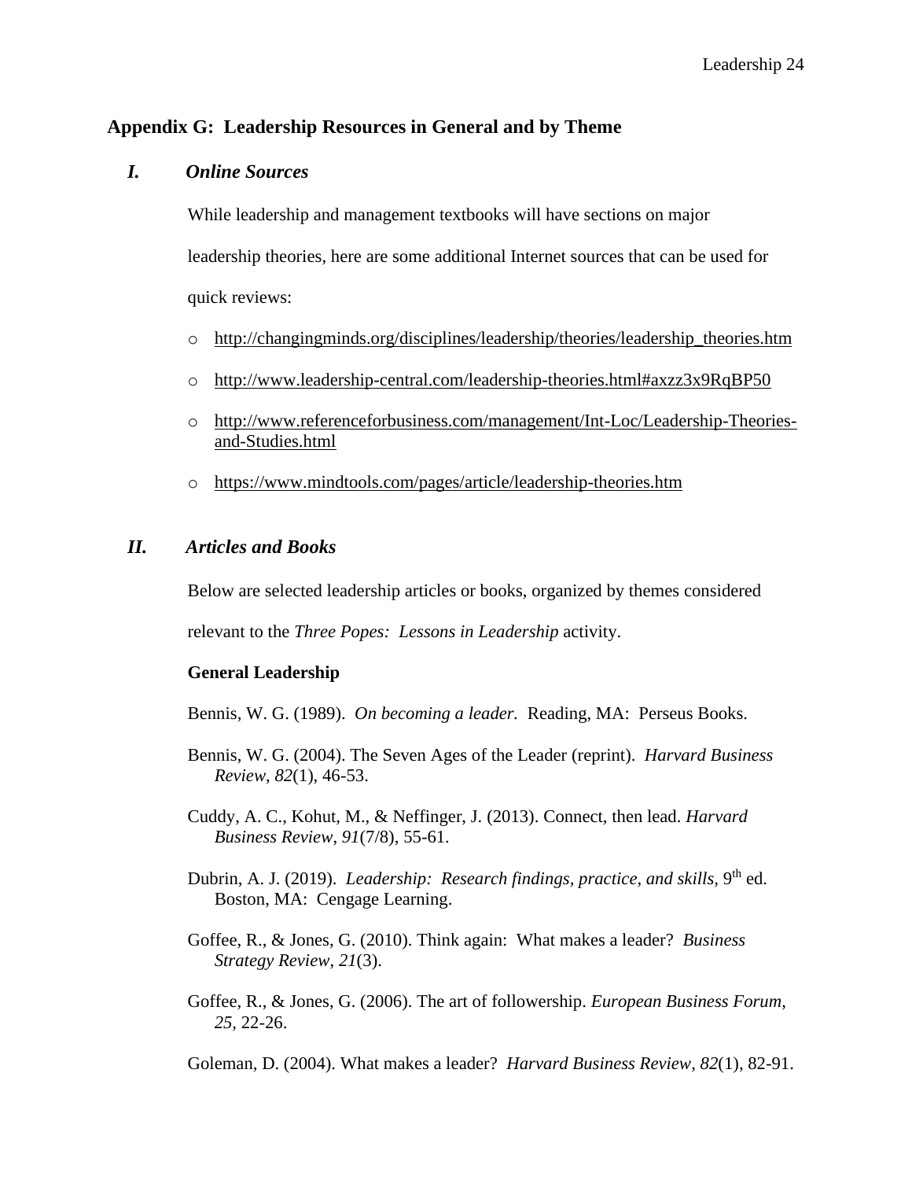## Appendix G: Leadership Resources in General and by Theme

### I. *Online Sources*

While leadership and management textbooks will have sections on major leadership theories, here are some additional Internet sources that can be used for quick reviews:

- http://changingminds.org/disciplines/leadership/theories/leadership_theories.htm
- http://www.leadership-central.com/leadership-theories.html#axzz3x9RqBP50
- http://www.referenceforbusiness.com/management/Int-Loc/Leadership-Theories-and-Studies.html
- https://www.mindtools.com/pages/article/leadership-theories.htm

### II. *Articles and Books*

Below are selected leadership articles or books, organized by themes considered relevant to the *Three Popes: Lessons in Leadership* activity.

**General Leadership**

Bennis, W. G. (1989). *On becoming a leader.* Reading, MA: Perseus Books.

Bennis, W. G. (2004). The Seven Ages of the Leader (reprint). *Harvard Business Review*, *82*(1), 46-53.

Cuddy, A. C., Kohut, M., & Neffinger, J. (2013). Connect, then lead. *Harvard Business Review*, *91*(7/8), 55-61.

Dubrin, A. J. (2019). *Leadership: Research findings, practice, and skills*, 9th ed. Boston, MA: Cengage Learning.

Goffee, R., & Jones, G. (2010). Think again: What makes a leader? *Business Strategy Review*, *21*(3).

Goffee, R., & Jones, G. (2006). The art of followership. *European Business Forum*, *25*, 22-26.

Goleman, D. (2004). What makes a leader? *Harvard Business Review*, *82*(1), 82-91.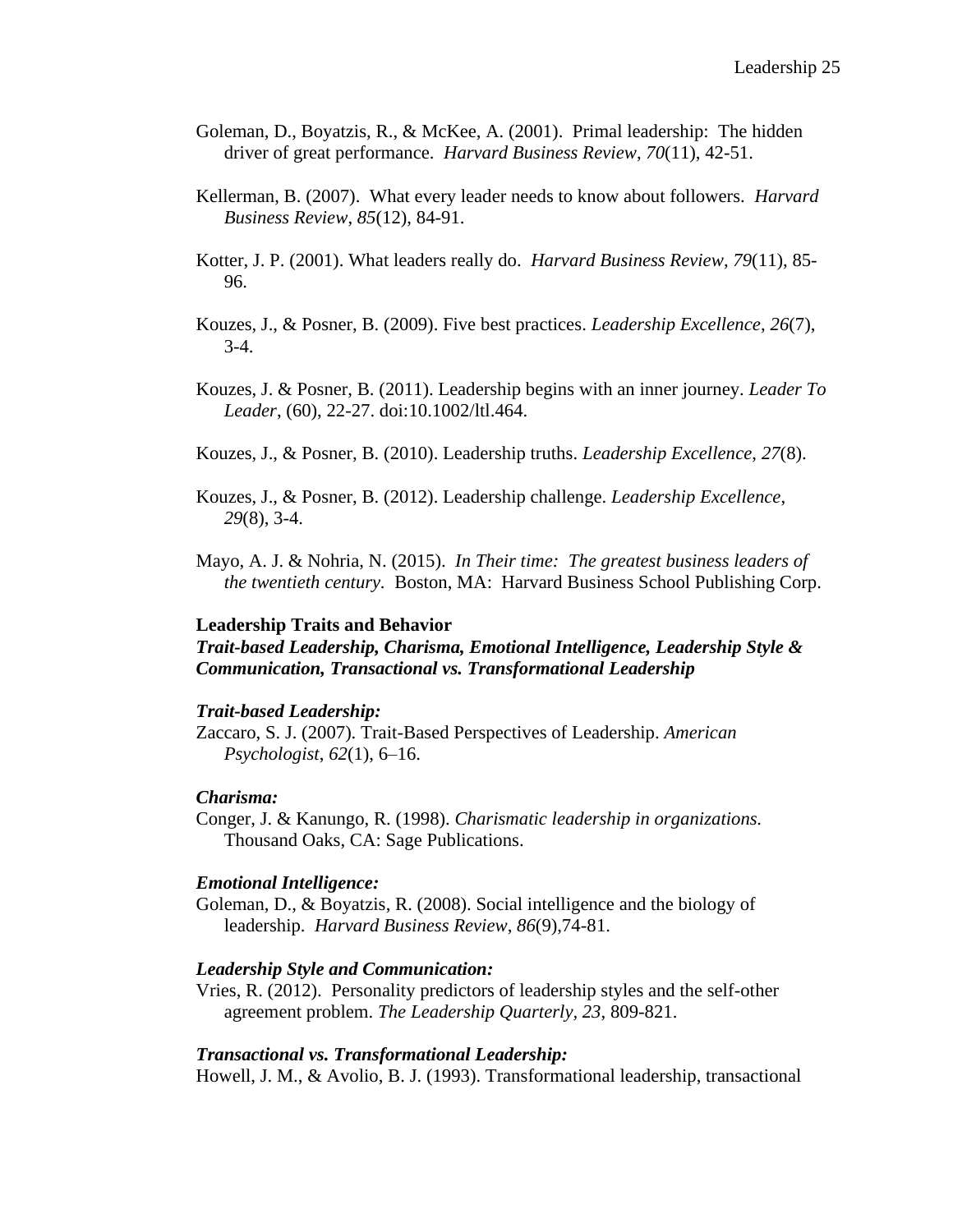Goleman, D., Boyatzis, R., & McKee, A. (2001). Primal leadership: The hidden driver of great performance. *Harvard Business Review*, *70*(11), 42-51.

Kellerman, B. (2007). What every leader needs to know about followers. *Harvard Business Review*, *85*(12), 84-91.

Kotter, J. P. (2001). What leaders really do. *Harvard Business Review*, *79*(11), 85-96.

Kouzes, J., & Posner, B. (2009). Five best practices. *Leadership Excellence*, *26*(7), 3-4.

Kouzes, J. & Posner, B. (2011). Leadership begins with an inner journey. *Leader To Leader*, (60), 22-27. doi:10.1002/ltl.464.

Kouzes, J., & Posner, B. (2010). Leadership truths. *Leadership Excellence*, *27*(8).

Kouzes, J., & Posner, B. (2012). Leadership challenge. *Leadership Excellence*, *29*(8), 3-4.

Mayo, A. J. & Nohria, N. (2015). *In Their time: The greatest business leaders of the twentieth century.* Boston, MA: Harvard Business School Publishing Corp.

**Leadership Traits and Behavior**

***Trait-based Leadership, Charisma, Emotional Intelligence, Leadership Style & Communication, Transactional vs. Transformational Leadership***

***Trait-based Leadership:***

Zaccaro, S. J. (2007). Trait-Based Perspectives of Leadership. *American Psychologist*, *62*(1), 6–16.

***Charisma:***

Conger, J. & Kanungo, R. (1998). *Charismatic leadership in organizations.* Thousand Oaks, CA: Sage Publications.

***Emotional Intelligence:***

Goleman, D., & Boyatzis, R. (2008). Social intelligence and the biology of leadership. *Harvard Business Review*, *86*(9),74-81.

***Leadership Style and Communication:***

Vries, R. (2012). Personality predictors of leadership styles and the self-other agreement problem. *The Leadership Quarterly*, *23*, 809-821.

***Transactional vs. Transformational Leadership:***

Howell, J. M., & Avolio, B. J. (1993). Transformational leadership, transactional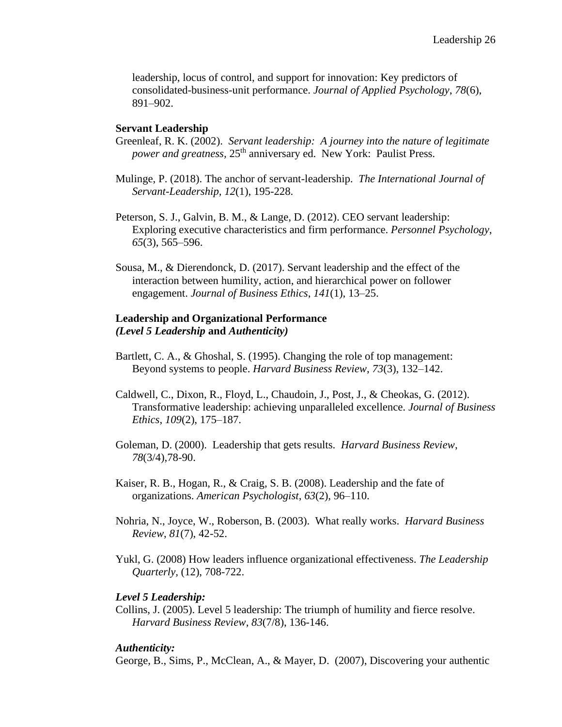leadership, locus of control, and support for innovation: Key predictors of consolidated-business-unit performance. *Journal of Applied Psychology*, *78*(6), 891–902.

**Servant Leadership**

Greenleaf, R. K. (2002). *Servant leadership: A journey into the nature of legitimate power and greatness*, 25th anniversary ed. New York: Paulist Press.

Mulinge, P. (2018). The anchor of servant-leadership. *The International Journal of Servant-Leadership, 12*(1), 195-228.

Peterson, S. J., Galvin, B. M., & Lange, D. (2012). CEO servant leadership: Exploring executive characteristics and firm performance. *Personnel Psychology*, *65*(3), 565–596.

Sousa, M., & Dierendonck, D. (2017). Servant leadership and the effect of the interaction between humility, action, and hierarchical power on follower engagement. *Journal of Business Ethics*, *141*(1), 13–25.

**Leadership and Organizational Performance**
***(Level 5 Leadership* and *Authenticity)***

Bartlett, C. A., & Ghoshal, S. (1995). Changing the role of top management: Beyond systems to people. *Harvard Business Review*, *73*(3), 132–142.

Caldwell, C., Dixon, R., Floyd, L., Chaudoin, J., Post, J., & Cheokas, G. (2012). Transformative leadership: achieving unparalleled excellence. *Journal of Business Ethics*, *109*(2), 175–187.

Goleman, D. (2000). Leadership that gets results. *Harvard Business Review*, *78*(3/4),78-90.

Kaiser, R. B., Hogan, R., & Craig, S. B. (2008). Leadership and the fate of organizations. *American Psychologist*, *63*(2), 96–110.

Nohria, N., Joyce, W., Roberson, B. (2003). What really works. *Harvard Business Review*, *81*(7), 42-52.

Yukl, G. (2008) How leaders influence organizational effectiveness. *The Leadership Quarterly*, (12), 708-722.

***Level 5 Leadership:***

Collins, J. (2005). Level 5 leadership: The triumph of humility and fierce resolve. *Harvard Business Review*, *83*(7/8), 136-146.

***Authenticity:***

George, B., Sims, P., McClean, A., & Mayer, D. (2007), Discovering your authentic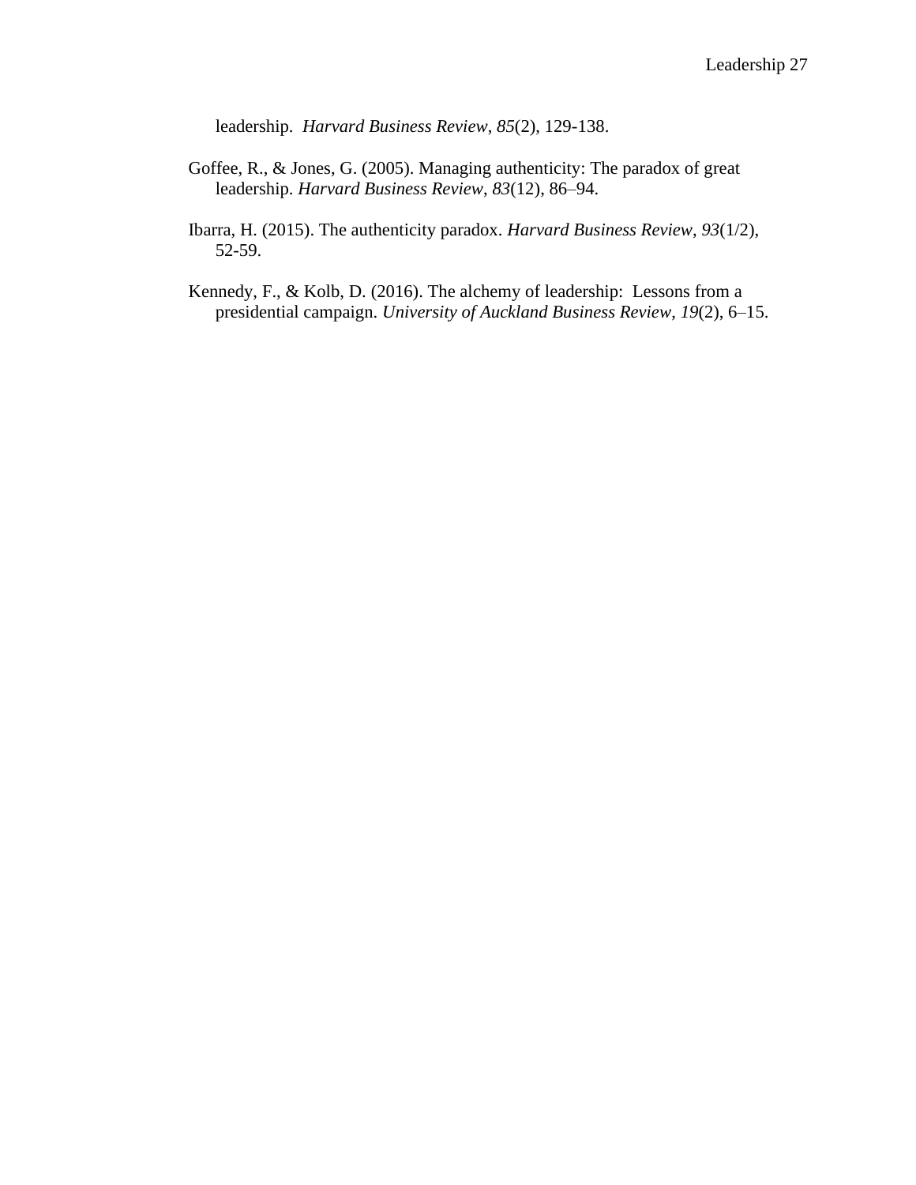leadership. *Harvard Business Review*, *85*(2), 129-138.

Goffee, R., & Jones, G. (2005). Managing authenticity: The paradox of great leadership. *Harvard Business Review*, *83*(12), 86–94.

Ibarra, H. (2015). The authenticity paradox. *Harvard Business Review*, *93*(1/2), 52-59.

Kennedy, F., & Kolb, D. (2016). The alchemy of leadership: Lessons from a presidential campaign. *University of Auckland Business Review*, *19*(2), 6–15.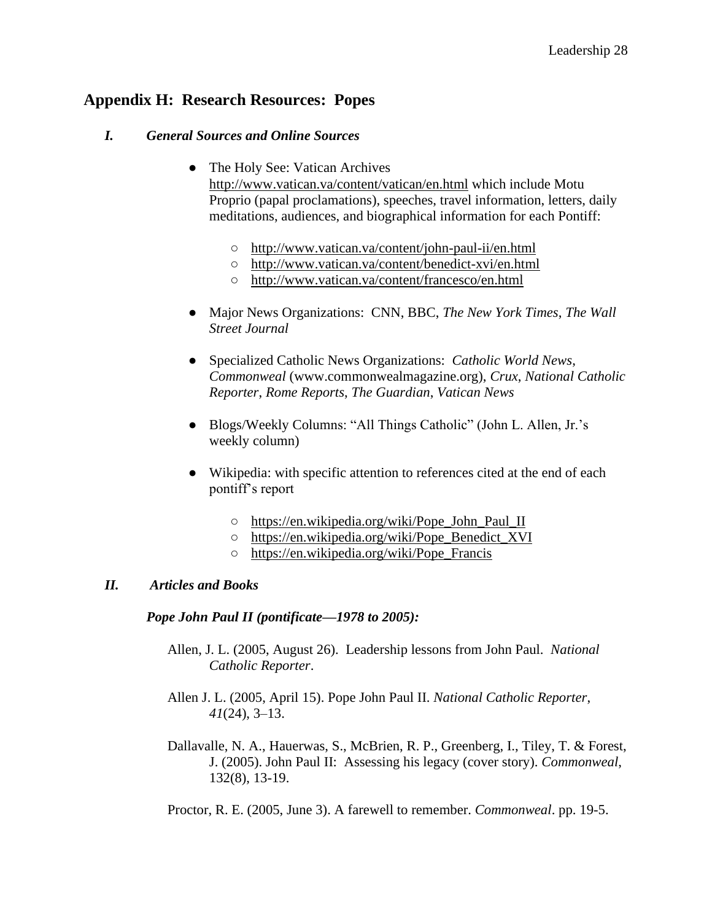## Appendix H: Research Resources: Popes

### *I. General Sources and Online Sources*

- The Holy See: Vatican Archives http://www.vatican.va/content/vatican/en.html which include Motu Proprio (papal proclamations), speeches, travel information, letters, daily meditations, audiences, and biographical information for each Pontiff:
  - http://www.vatican.va/content/john-paul-ii/en.html
  - http://www.vatican.va/content/benedict-xvi/en.html
  - http://www.vatican.va/content/francesco/en.html

- Major News Organizations: CNN, BBC, *The New York Times*, *The Wall Street Journal*

- Specialized Catholic News Organizations: *Catholic World News*, *Commonweal* (www.commonwealmagazine.org), *Crux*, *National Catholic Reporter*, *Rome Reports*, *The Guardian*, *Vatican News*

- Blogs/Weekly Columns: "All Things Catholic" (John L. Allen, Jr.'s weekly column)

- Wikipedia: with specific attention to references cited at the end of each pontiff's report
  - https://en.wikipedia.org/wiki/Pope_John_Paul_II
  - https://en.wikipedia.org/wiki/Pope_Benedict_XVI
  - https://en.wikipedia.org/wiki/Pope_Francis

### *II. Articles and Books*

***Pope John Paul II (pontificate—1978 to 2005):***

Allen, J. L. (2005, August 26). Leadership lessons from John Paul. *National Catholic Reporter*.

Allen J. L. (2005, April 15). Pope John Paul II. *National Catholic Reporter*, *41*(24), 3–13.

Dallavalle, N. A., Hauerwas, S., McBrien, R. P., Greenberg, I., Tiley, T. & Forest, J. (2005). John Paul II: Assessing his legacy (cover story). *Commonweal*, 132(8), 13-19.

Proctor, R. E. (2005, June 3). A farewell to remember. *Commonweal*. pp. 19-5.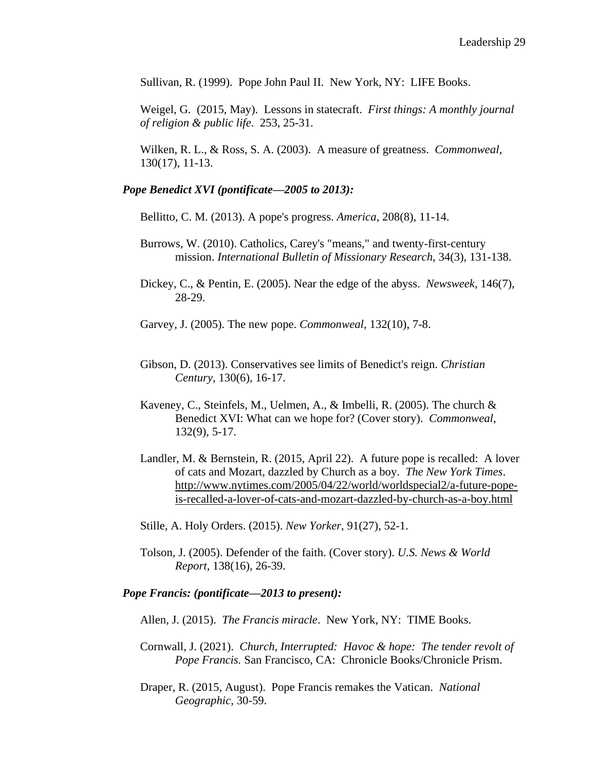Sullivan, R. (1999). Pope John Paul II. New York, NY: LIFE Books.

Weigel, G. (2015, May). Lessons in statecraft. *First things: A monthly journal of religion & public life*. 253, 25-31.

Wilken, R. L., & Ross, S. A. (2003). A measure of greatness. *Commonweal*, 130(17), 11-13.

***Pope Benedict XVI (pontificate—2005 to 2013):***

Bellitto, C. M. (2013). A pope's progress. *America*, 208(8), 11-14.

Burrows, W. (2010). Catholics, Carey's "means," and twenty-first-century mission. *International Bulletin of Missionary Research*, 34(3), 131-138.

Dickey, C., & Pentin, E. (2005). Near the edge of the abyss. *Newsweek*, 146(7), 28-29.

Garvey, J. (2005). The new pope. *Commonweal*, 132(10), 7-8.

Gibson, D. (2013). Conservatives see limits of Benedict's reign. *Christian Century*, 130(6), 16-17.

Kaveney, C., Steinfels, M., Uelmen, A., & Imbelli, R. (2005). The church & Benedict XVI: What can we hope for? (Cover story). *Commonweal*, 132(9), 5-17.

Landler, M. & Bernstein, R. (2015, April 22). A future pope is recalled: A lover of cats and Mozart, dazzled by Church as a boy. *The New York Times*. http://www.nytimes.com/2005/04/22/world/worldspecial2/a-future-pope-is-recalled-a-lover-of-cats-and-mozart-dazzled-by-church-as-a-boy.html

Stille, A. Holy Orders. (2015). *New Yorker*, 91(27), 52-1.

Tolson, J. (2005). Defender of the faith. (Cover story). *U.S. News & World Report*, 138(16), 26-39.

***Pope Francis: (pontificate—2013 to present):***

Allen, J. (2015). *The Francis miracle*. New York, NY: TIME Books.

Cornwall, J. (2021). *Church, Interrupted: Havoc & hope: The tender revolt of Pope Francis.* San Francisco, CA: Chronicle Books/Chronicle Prism.

Draper, R. (2015, August). Pope Francis remakes the Vatican. *National Geographic*, 30-59.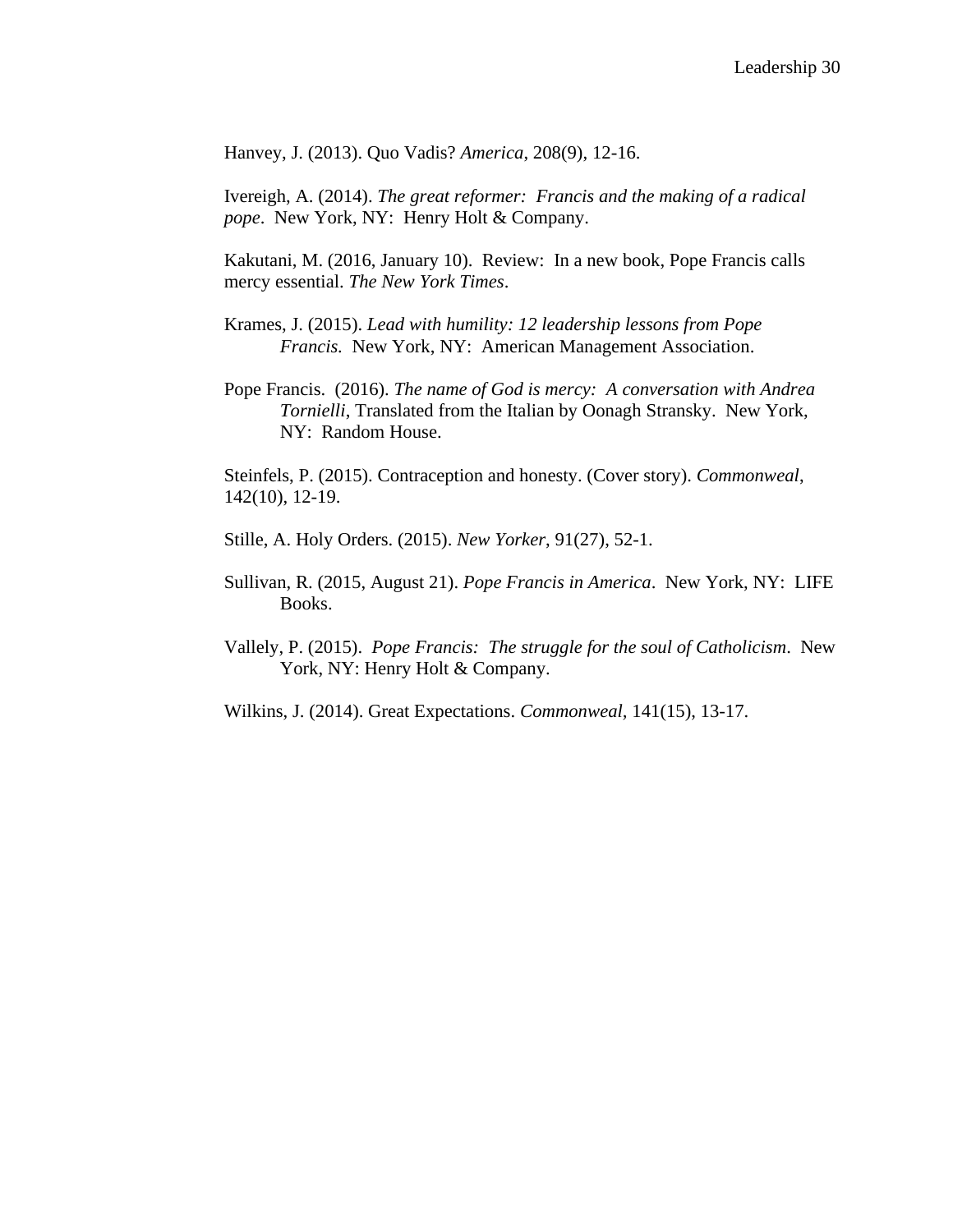Hanvey, J. (2013). Quo Vadis? *America*, 208(9), 12-16.

Ivereigh, A. (2014). *The great reformer: Francis and the making of a radical pope*. New York, NY: Henry Holt & Company.

Kakutani, M. (2016, January 10). Review: In a new book, Pope Francis calls mercy essential. *The New York Times*.

Krames, J. (2015). *Lead with humility: 12 leadership lessons from Pope Francis.* New York, NY: American Management Association.

Pope Francis. (2016). *The name of God is mercy: A conversation with Andrea Tornielli*, Translated from the Italian by Oonagh Stransky. New York, NY: Random House.

Steinfels, P. (2015). Contraception and honesty. (Cover story). *Commonweal*, 142(10), 12-19.

Stille, A. Holy Orders. (2015). *New Yorker*, 91(27), 52-1.

Sullivan, R. (2015, August 21). *Pope Francis in America*. New York, NY: LIFE Books.

Vallely, P. (2015). *Pope Francis: The struggle for the soul of Catholicism*. New York, NY: Henry Holt & Company.

Wilkins, J. (2014). Great Expectations. *Commonweal*, 141(15), 13-17.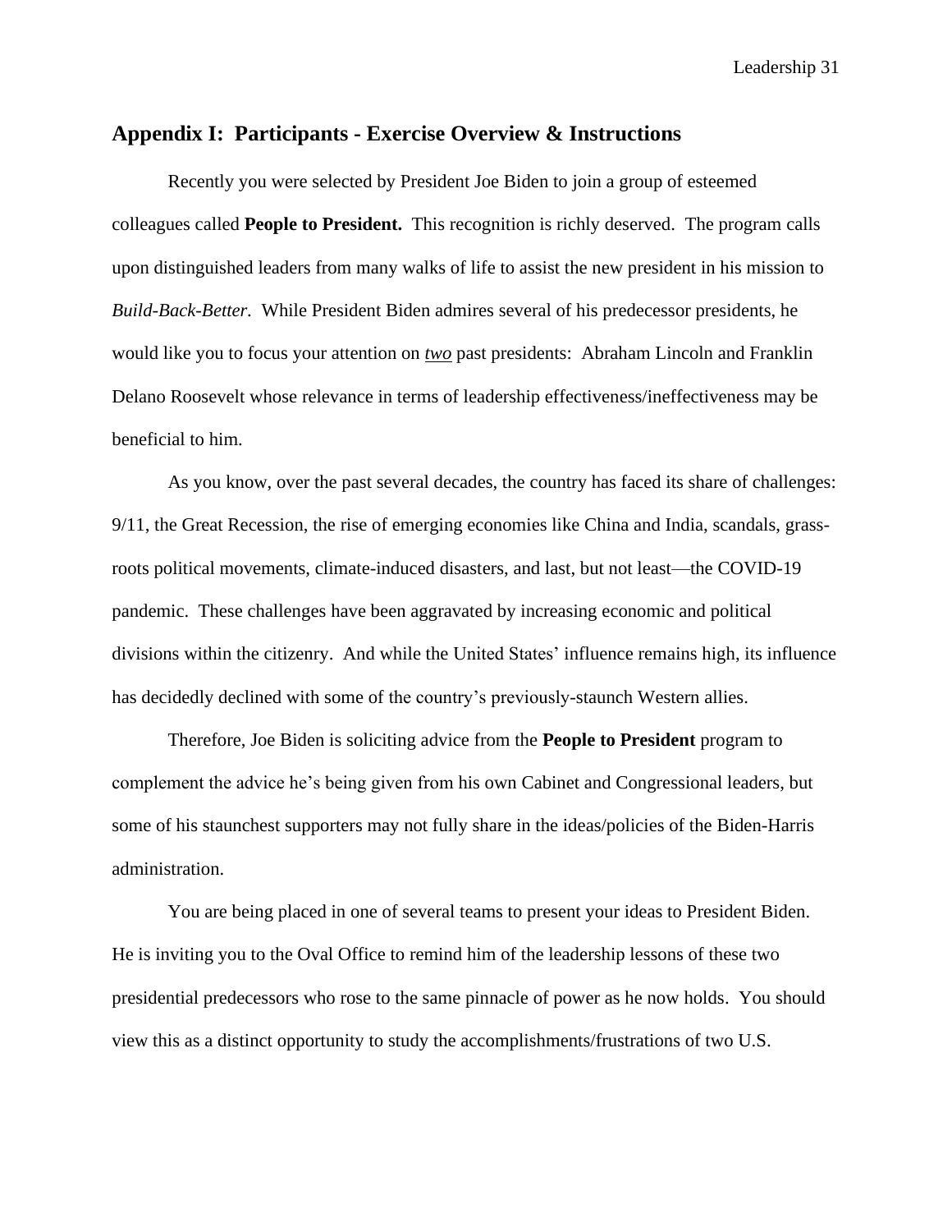## Appendix I: Participants - Exercise Overview & Instructions

Recently you were selected by President Joe Biden to join a group of esteemed colleagues called **People to President.** This recognition is richly deserved. The program calls upon distinguished leaders from many walks of life to assist the new president in his mission to *Build-Back-Better.* While President Biden admires several of his predecessor presidents, he would like you to focus your attention on <u>*two*</u> past presidents: Abraham Lincoln and Franklin Delano Roosevelt whose relevance in terms of leadership effectiveness/ineffectiveness may be beneficial to him.

As you know, over the past several decades, the country has faced its share of challenges: 9/11, the Great Recession, the rise of emerging economies like China and India, scandals, grass-roots political movements, climate-induced disasters, and last, but not least—the COVID-19 pandemic. These challenges have been aggravated by increasing economic and political divisions within the citizenry. And while the United States' influence remains high, its influence has decidedly declined with some of the country's previously-staunch Western allies.

Therefore, Joe Biden is soliciting advice from the **People to President** program to complement the advice he's being given from his own Cabinet and Congressional leaders, but some of his staunchest supporters may not fully share in the ideas/policies of the Biden-Harris administration.

You are being placed in one of several teams to present your ideas to President Biden. He is inviting you to the Oval Office to remind him of the leadership lessons of these two presidential predecessors who rose to the same pinnacle of power as he now holds. You should view this as a distinct opportunity to study the accomplishments/frustrations of two U.S.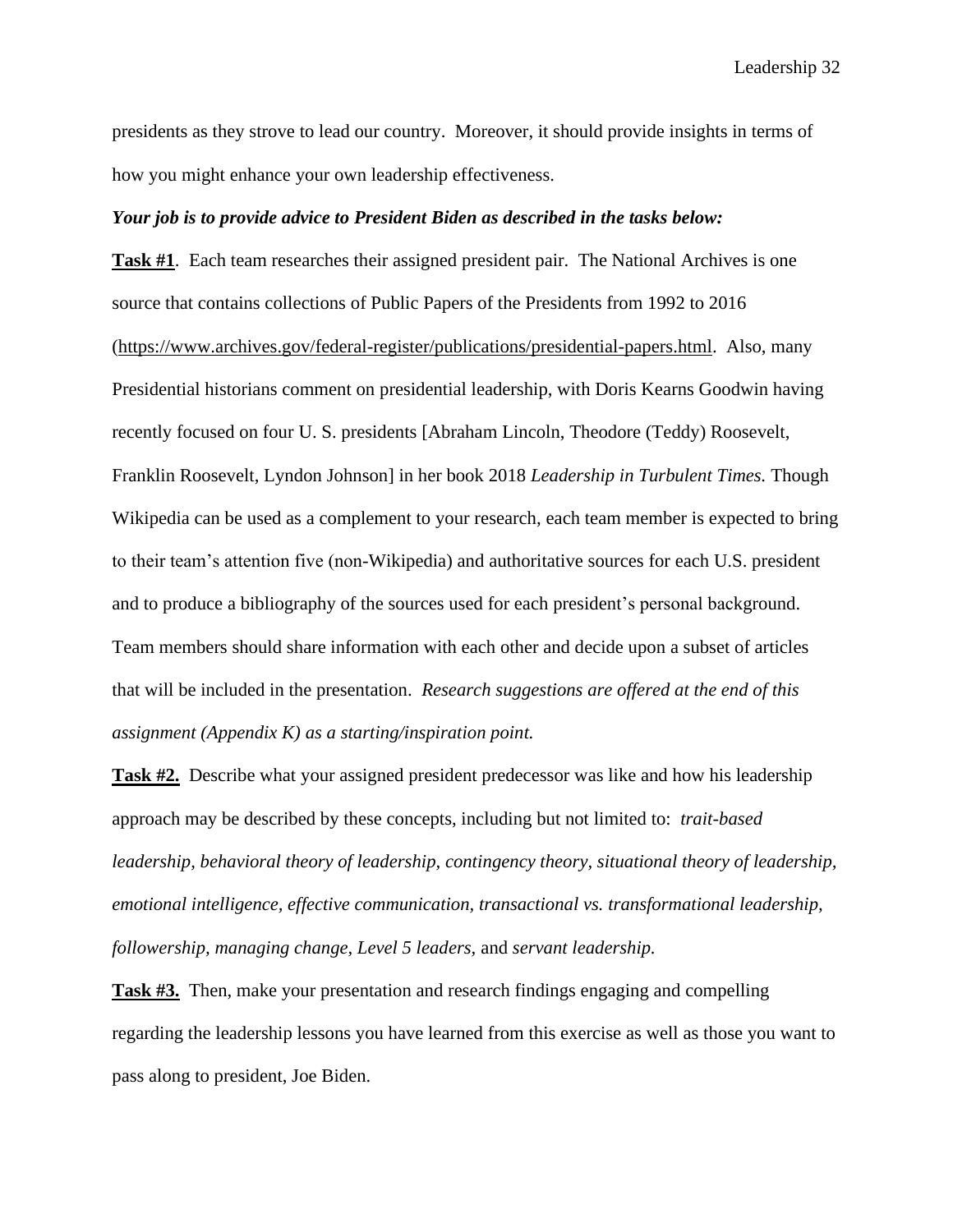presidents as they strove to lead our country. Moreover, it should provide insights in terms of how you might enhance your own leadership effectiveness.

***Your job is to provide advice to President Biden as described in the tasks below:***

**Task #1**. Each team researches their assigned president pair. The National Archives is one source that contains collections of Public Papers of the Presidents from 1992 to 2016 (https://www.archives.gov/federal-register/publications/presidential-papers.html. Also, many Presidential historians comment on presidential leadership, with Doris Kearns Goodwin having recently focused on four U. S. presidents [Abraham Lincoln, Theodore (Teddy) Roosevelt, Franklin Roosevelt, Lyndon Johnson] in her book 2018 *Leadership in Turbulent Times.* Though Wikipedia can be used as a complement to your research, each team member is expected to bring to their team's attention five (non-Wikipedia) and authoritative sources for each U.S. president and to produce a bibliography of the sources used for each president's personal background. Team members should share information with each other and decide upon a subset of articles that will be included in the presentation. *Research suggestions are offered at the end of this assignment (Appendix K) as a starting/inspiration point.*

**Task #2.** Describe what your assigned president predecessor was like and how his leadership approach may be described by these concepts, including but not limited to: *trait-based leadership, behavioral theory of leadership, contingency theory, situational theory of leadership, emotional intelligence, effective communication, transactional vs. transformational leadership, followership, managing change, Level 5 leaders,* and *servant leadership.*

**Task #3.** Then, make your presentation and research findings engaging and compelling regarding the leadership lessons you have learned from this exercise as well as those you want to pass along to president, Joe Biden.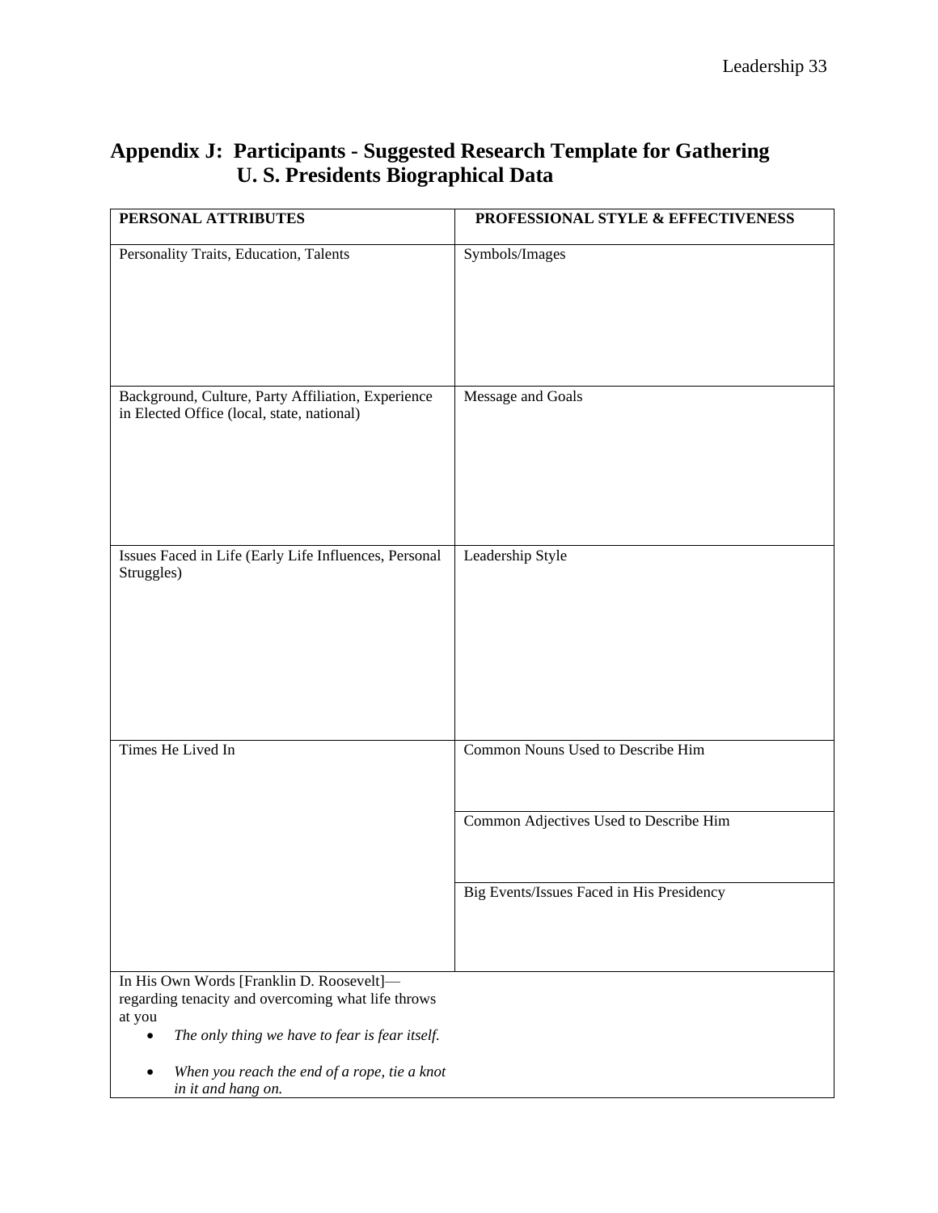## Appendix J: Participants - Suggested Research Template for Gathering U. S. Presidents Biographical Data

| PERSONAL ATTRIBUTES | PROFESSIONAL STYLE & EFFECTIVENESS |
|---|---|
| Personality Traits, Education, Talents | Symbols/Images |
| Background, Culture, Party Affiliation, Experience in Elected Office (local, state, national) | Message and Goals |
| Issues Faced in Life (Early Life Influences, Personal Struggles) | Leadership Style |
| Times He Lived In | Common Nouns Used to Describe Him |
| | Common Adjectives Used to Describe Him |
| | Big Events/Issues Faced in His Presidency |
| In His Own Words [Franklin D. Roosevelt]—regarding tenacity and overcoming what life throws at you<br>• *The only thing we have to fear is fear itself.*<br>• *When you reach the end of a rope, tie a knot in it and hang on.* | |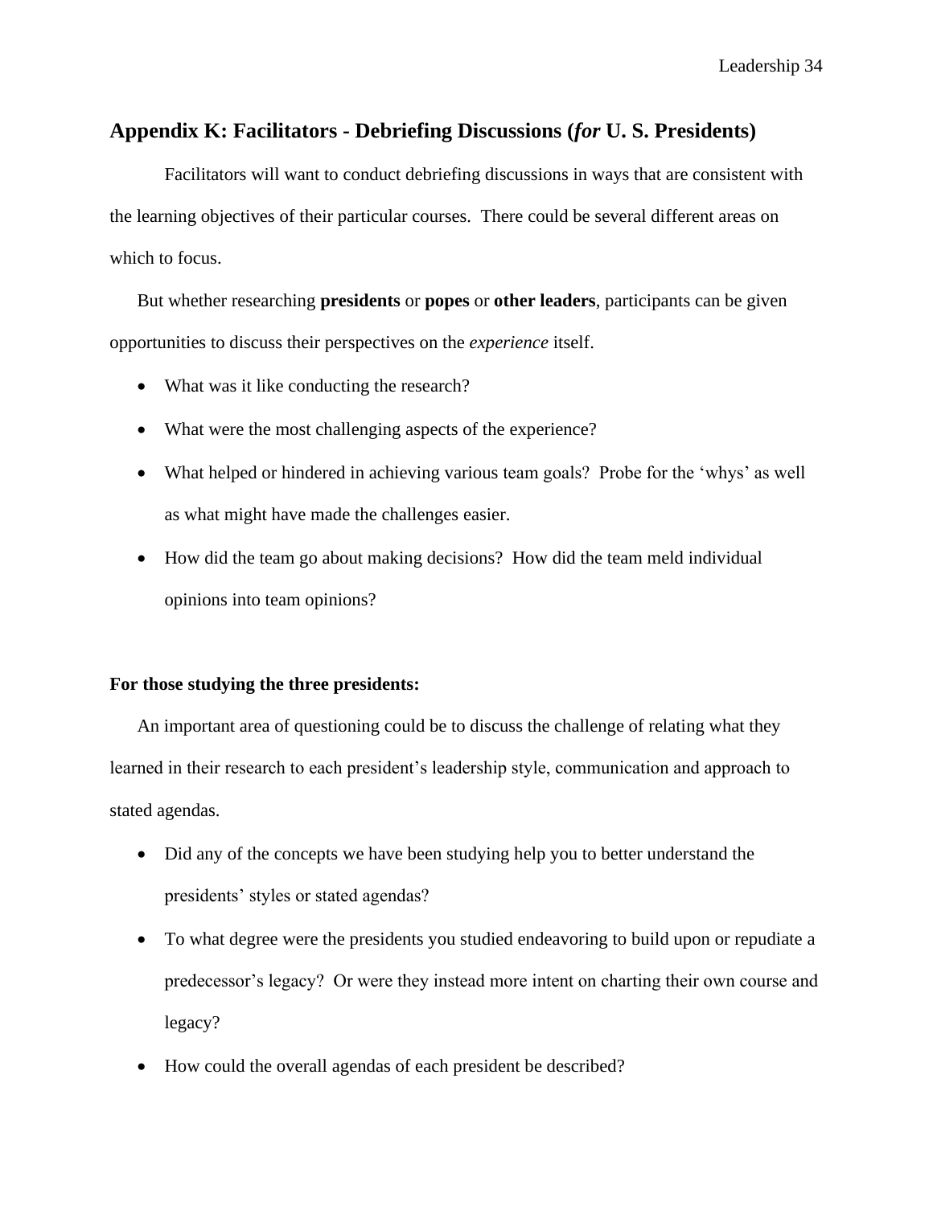## Appendix K: Facilitators - Debriefing Discussions (*for* U. S. Presidents)

Facilitators will want to conduct debriefing discussions in ways that are consistent with the learning objectives of their particular courses. There could be several different areas on which to focus.

But whether researching **presidents** or **popes** or **other leaders**, participants can be given opportunities to discuss their perspectives on the *experience* itself.

- What was it like conducting the research?
- What were the most challenging aspects of the experience?
- What helped or hindered in achieving various team goals? Probe for the 'whys' as well as what might have made the challenges easier.
- How did the team go about making decisions? How did the team meld individual opinions into team opinions?

**For those studying the three presidents:**

An important area of questioning could be to discuss the challenge of relating what they learned in their research to each president's leadership style, communication and approach to stated agendas.

- Did any of the concepts we have been studying help you to better understand the presidents' styles or stated agendas?
- To what degree were the presidents you studied endeavoring to build upon or repudiate a predecessor's legacy? Or were they instead more intent on charting their own course and legacy?
- How could the overall agendas of each president be described?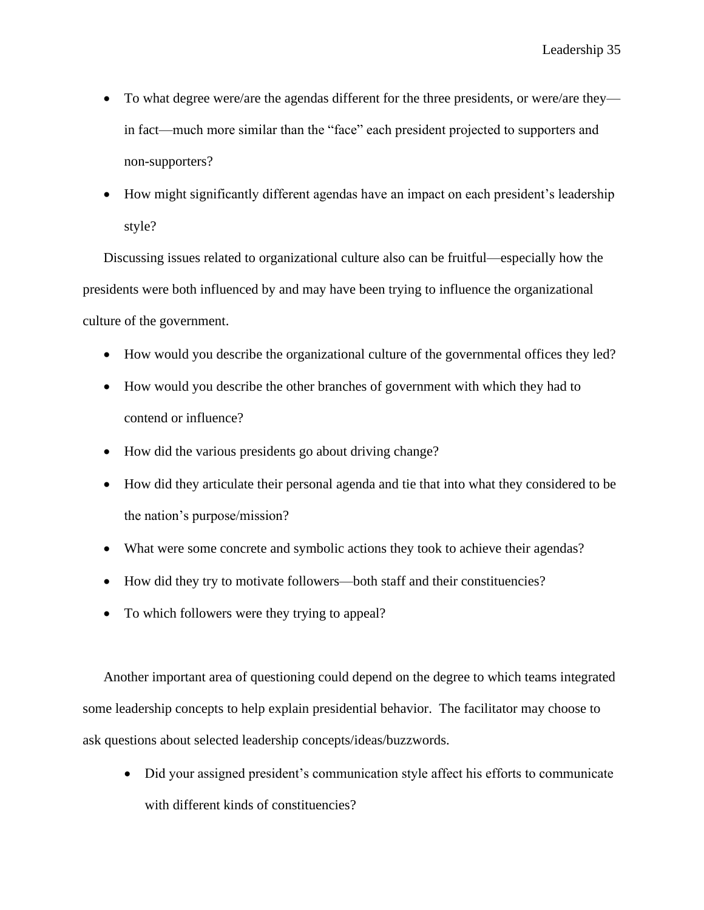- To what degree were/are the agendas different for the three presidents, or were/are they—in fact—much more similar than the "face" each president projected to supporters and non-supporters?
- How might significantly different agendas have an impact on each president's leadership style?

Discussing issues related to organizational culture also can be fruitful—especially how the presidents were both influenced by and may have been trying to influence the organizational culture of the government.

- How would you describe the organizational culture of the governmental offices they led?
- How would you describe the other branches of government with which they had to contend or influence?
- How did the various presidents go about driving change?
- How did they articulate their personal agenda and tie that into what they considered to be the nation's purpose/mission?
- What were some concrete and symbolic actions they took to achieve their agendas?
- How did they try to motivate followers—both staff and their constituencies?
- To which followers were they trying to appeal?

Another important area of questioning could depend on the degree to which teams integrated some leadership concepts to help explain presidential behavior. The facilitator may choose to ask questions about selected leadership concepts/ideas/buzzwords.

- Did your assigned president's communication style affect his efforts to communicate with different kinds of constituencies?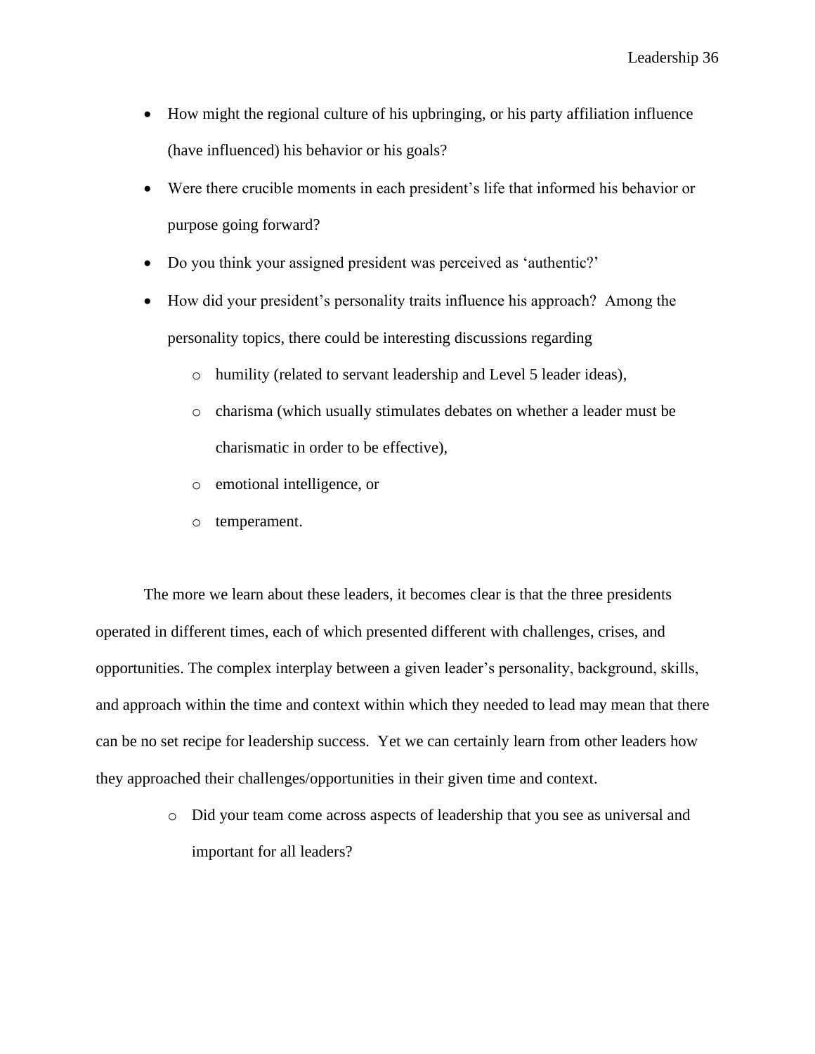- How might the regional culture of his upbringing, or his party affiliation influence (have influenced) his behavior or his goals?
- Were there crucible moments in each president's life that informed his behavior or purpose going forward?
- Do you think your assigned president was perceived as 'authentic?'
- How did your president's personality traits influence his approach? Among the personality topics, there could be interesting discussions regarding
  - humility (related to servant leadership and Level 5 leader ideas),
  - charisma (which usually stimulates debates on whether a leader must be charismatic in order to be effective),
  - emotional intelligence, or
  - temperament.

The more we learn about these leaders, it becomes clear is that the three presidents operated in different times, each of which presented different with challenges, crises, and opportunities. The complex interplay between a given leader's personality, background, skills, and approach within the time and context within which they needed to lead may mean that there can be no set recipe for leadership success. Yet we can certainly learn from other leaders how they approached their challenges/opportunities in their given time and context.

- Did your team come across aspects of leadership that you see as universal and important for all leaders?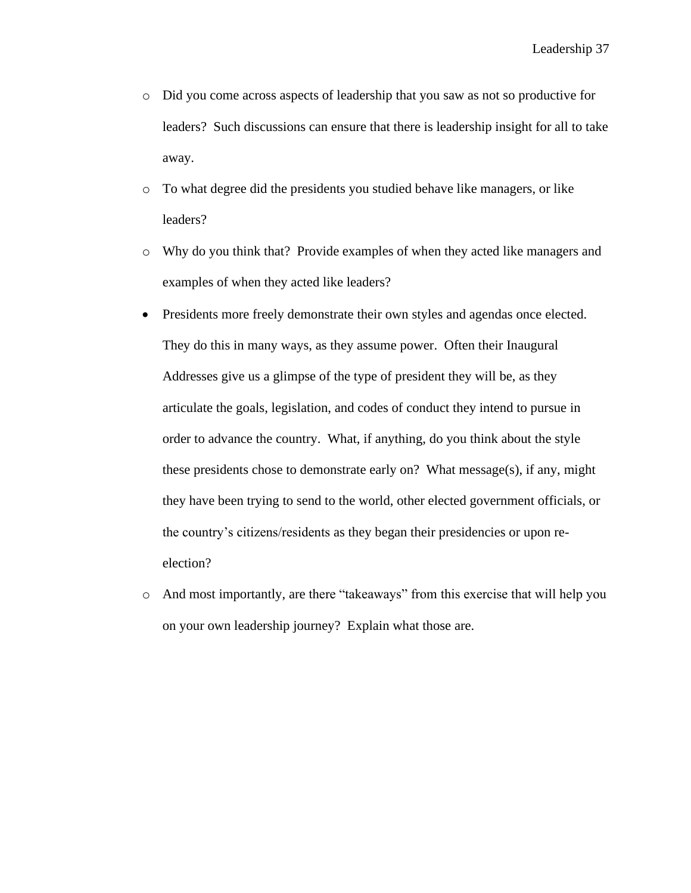- Did you come across aspects of leadership that you saw as not so productive for leaders?  Such discussions can ensure that there is leadership insight for all to take away.
  - To what degree did the presidents you studied behave like managers, or like leaders?
  - Why do you think that?  Provide examples of when they acted like managers and examples of when they acted like leaders?

- Presidents more freely demonstrate their own styles and agendas once elected. They do this in many ways, as they assume power.  Often their Inaugural Addresses give us a glimpse of the type of president they will be, as they articulate the goals, legislation, and codes of conduct they intend to pursue in order to advance the country.  What, if anything, do you think about the style these presidents chose to demonstrate early on?  What message(s), if any, might they have been trying to send to the world, other elected government officials, or the country's citizens/residents as they began their presidencies or upon re-election?
  - And most importantly, are there "takeaways" from this exercise that will help you on your own leadership journey?  Explain what those are.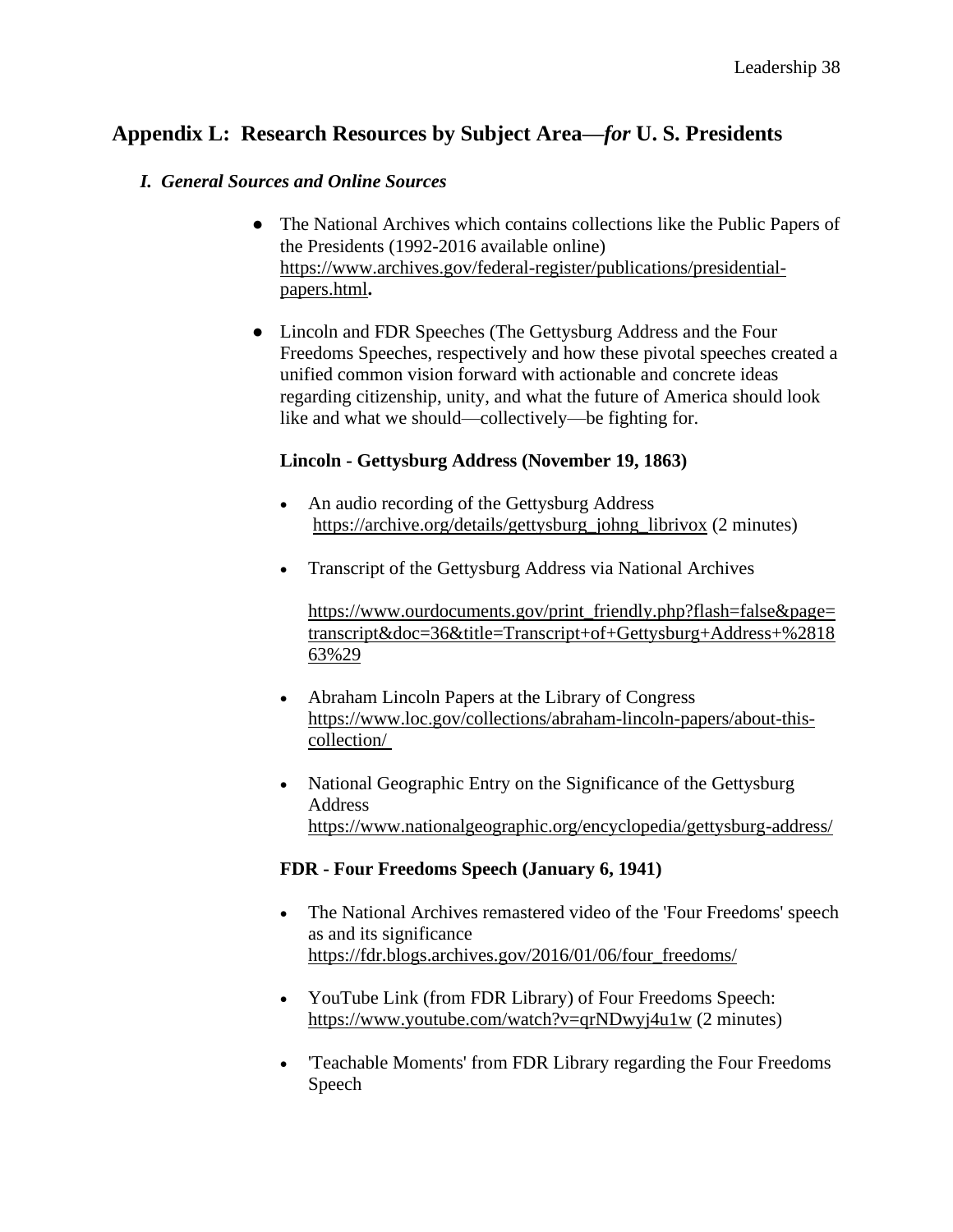## Appendix L: Research Resources by Subject Area—*for* U. S. Presidents

### *I. General Sources and Online Sources*

- The National Archives which contains collections like the Public Papers of the Presidents (1992-2016 available online) https://www.archives.gov/federal-register/publications/presidential-papers.html**.**

- Lincoln and FDR Speeches (The Gettysburg Address and the Four Freedoms Speeches, respectively and how these pivotal speeches created a unified common vision forward with actionable and concrete ideas regarding citizenship, unity, and what the future of America should look like and what we should—collectively—be fighting for.

  **Lincoln - Gettysburg Address (November 19, 1863)**

  - An audio recording of the Gettysburg Address https://archive.org/details/gettysburg_johng_librivox (2 minutes)

  - Transcript of the Gettysburg Address via National Archives

    https://www.ourdocuments.gov/print_friendly.php?flash=false&page=transcript&doc=36&title=Transcript+of+Gettysburg+Address+%281863%29

  - Abraham Lincoln Papers at the Library of Congress https://www.loc.gov/collections/abraham-lincoln-papers/about-this-collection/

  - National Geographic Entry on the Significance of the Gettysburg Address https://www.nationalgeographic.org/encyclopedia/gettysburg-address/

  **FDR - Four Freedoms Speech (January 6, 1941)**

  - The National Archives remastered video of the 'Four Freedoms' speech as and its significance https://fdr.blogs.archives.gov/2016/01/06/four_freedoms/

  - YouTube Link (from FDR Library) of Four Freedoms Speech: https://www.youtube.com/watch?v=qrNDwyj4u1w (2 minutes)

  - 'Teachable Moments' from FDR Library regarding the Four Freedoms Speech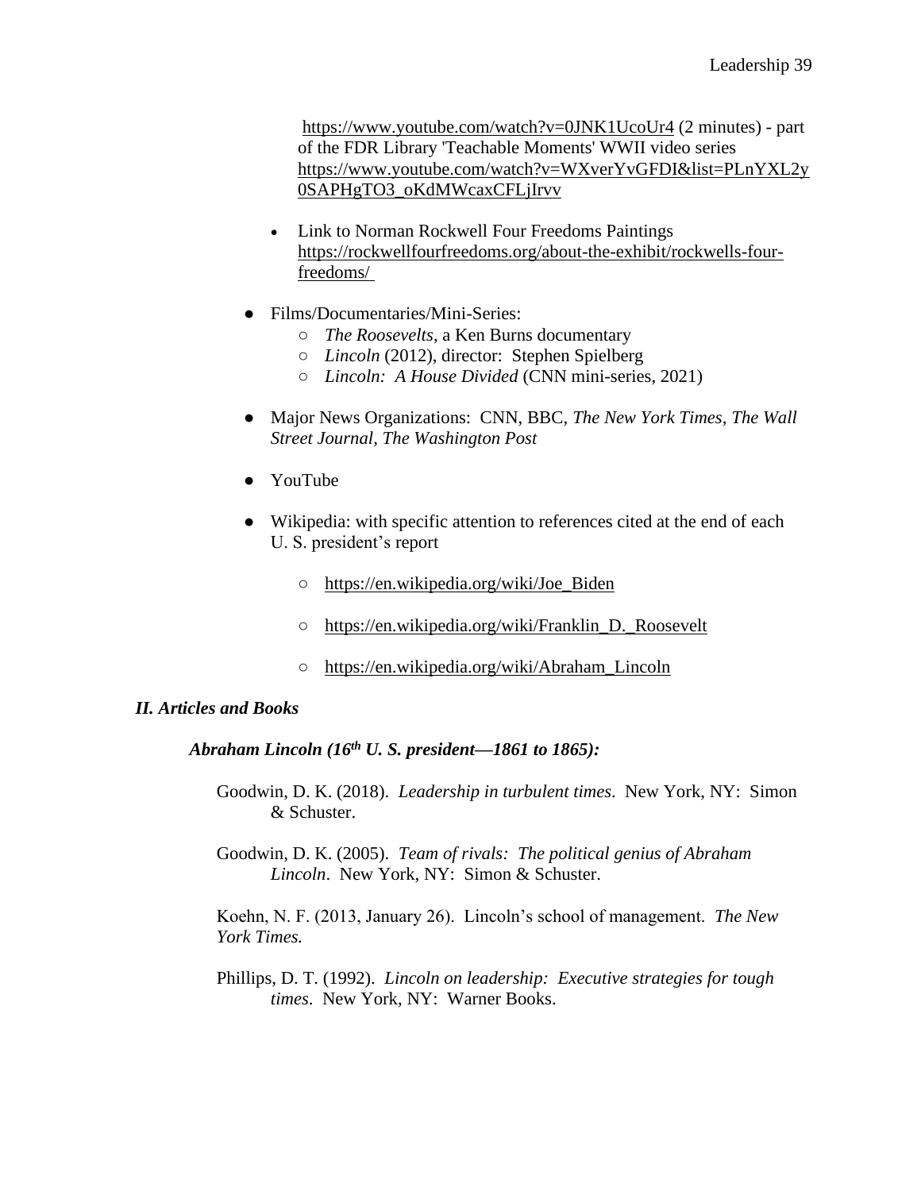https://www.youtube.com/watch?v=0JNK1UcoUr4 (2 minutes) - part of the FDR Library 'Teachable Moments' WWII video series https://www.youtube.com/watch?v=WXverYvGFDI&list=PLnYXL2y0SAPHgTO3_oKdMWcaxCFLjIrvv

- Link to Norman Rockwell Four Freedoms Paintings https://rockwellfourfreedoms.org/about-the-exhibit/rockwells-four-freedoms/

- Films/Documentaries/Mini-Series:
  - *The Roosevelts*, a Ken Burns documentary
  - *Lincoln* (2012), director: Stephen Spielberg
  - *Lincoln: A House Divided* (CNN mini-series, 2021)

- Major News Organizations: CNN, BBC, *The New York Times*, *The Wall Street Journal*, *The Washington Post*

- YouTube

- Wikipedia: with specific attention to references cited at the end of each U. S. president's report
  - https://en.wikipedia.org/wiki/Joe_Biden
  - https://en.wikipedia.org/wiki/Franklin_D._Roosevelt
  - https://en.wikipedia.org/wiki/Abraham_Lincoln

### *II. Articles and Books*

#### *Abraham Lincoln (16th U. S. president—1861 to 1865):*

Goodwin, D. K. (2018). *Leadership in turbulent times*. New York, NY: Simon & Schuster.

Goodwin, D. K. (2005). *Team of rivals: The political genius of Abraham Lincoln*. New York, NY: Simon & Schuster.

Koehn, N. F. (2013, January 26). Lincoln's school of management. *The New York Times.*

Phillips, D. T. (1992). *Lincoln on leadership: Executive strategies for tough times*. New York, NY: Warner Books.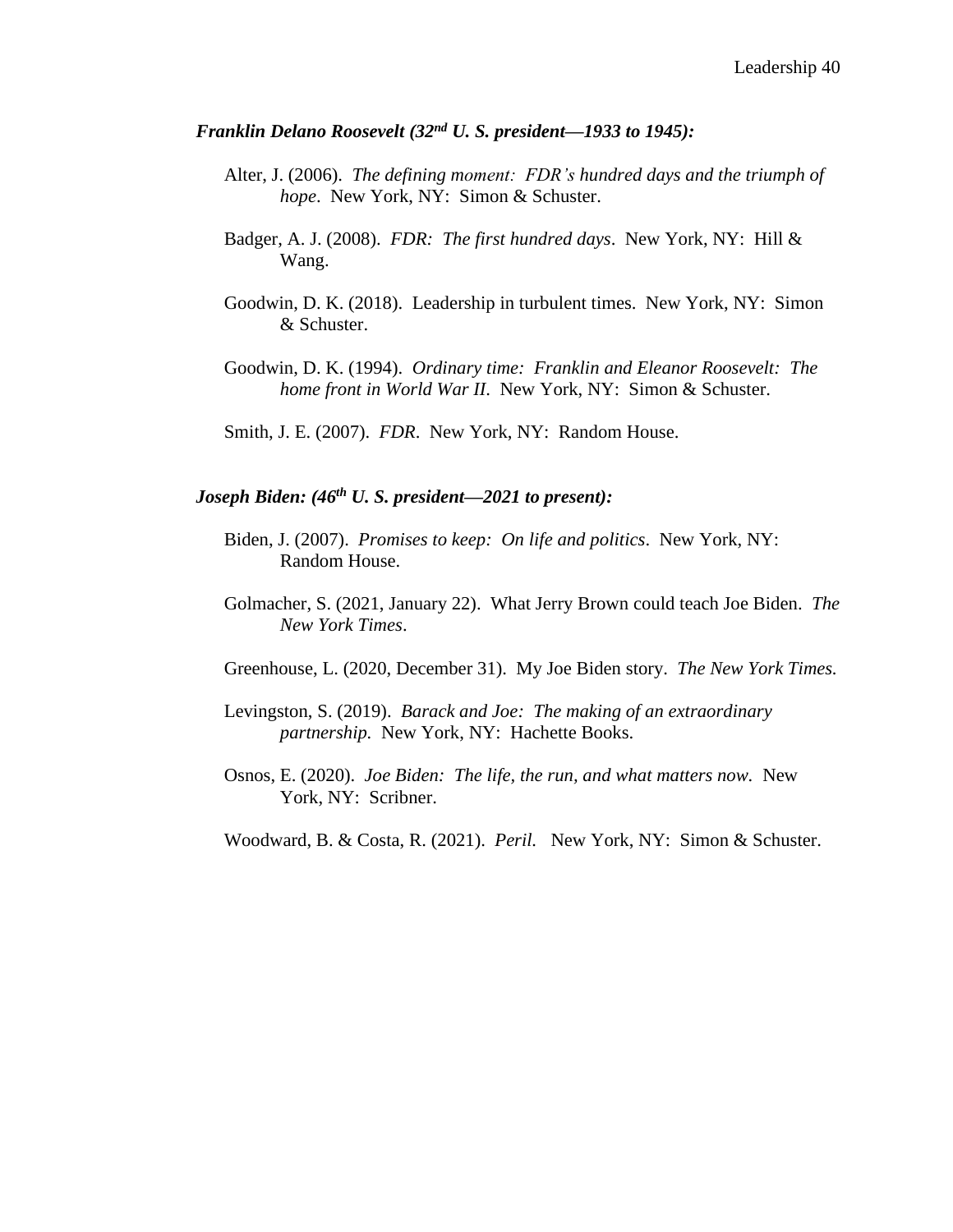***Franklin Delano Roosevelt (32nd U. S. president—1933 to 1945):***

Alter, J. (2006). *The defining moment: FDR's hundred days and the triumph of hope*. New York, NY: Simon & Schuster.

Badger, A. J. (2008). *FDR: The first hundred days*. New York, NY: Hill & Wang.

Goodwin, D. K. (2018). Leadership in turbulent times. New York, NY: Simon & Schuster.

Goodwin, D. K. (1994). *Ordinary time: Franklin and Eleanor Roosevelt: The home front in World War II*. New York, NY: Simon & Schuster.

Smith, J. E. (2007). *FDR*. New York, NY: Random House.

***Joseph Biden: (46th U. S. president—2021 to present):***

Biden, J. (2007). *Promises to keep: On life and politics*. New York, NY: Random House.

Golmacher, S. (2021, January 22). What Jerry Brown could teach Joe Biden. *The New York Times*.

Greenhouse, L. (2020, December 31). My Joe Biden story. *The New York Times.*

Levingston, S. (2019). *Barack and Joe: The making of an extraordinary partnership.* New York, NY: Hachette Books.

Osnos, E. (2020). *Joe Biden: The life, the run, and what matters now.* New York, NY: Scribner.

Woodward, B. & Costa, R. (2021). *Peril.* New York, NY: Simon & Schuster.